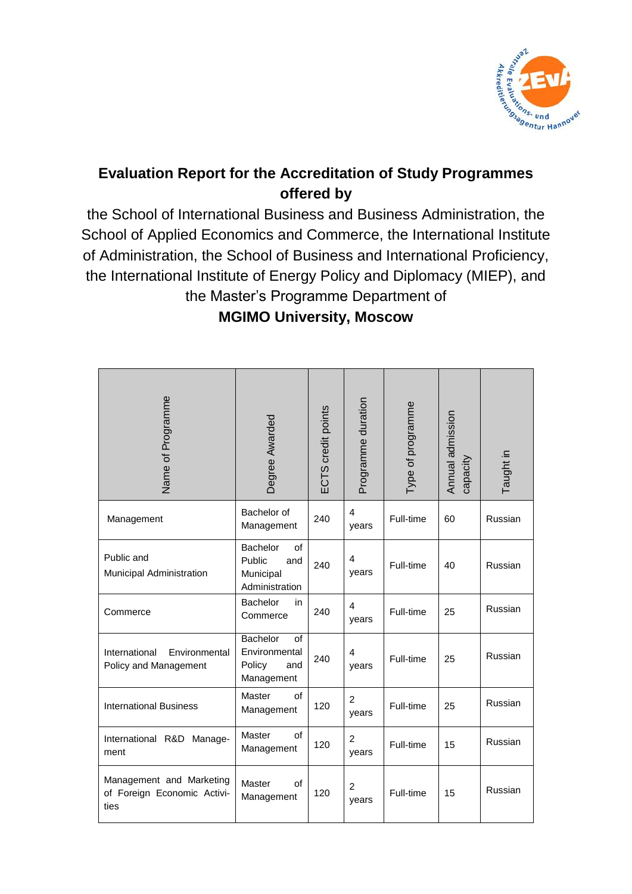# Evaluation Report for the Accreditation of Study Programmes offered by

the School of International Business and Business Administration, the School of Applied Economics and Commerce, the International Institute of Administration, the School of Business and International Proficiency, the International Institute of Energy Policy and Diplomacy (MIEP), and the Master's Programme Department of

**MGIMO University, Moscow**

| Name of Programme | Degree Awarded | ECTS credit points | Programme duration | Type of programme | Annual admission capacity | Taught in |
|---|---|---|---|---|---|---|
| Management | Bachelor of Management | 240 | 4 years | Full-time | 60 | Russian |
| Public and Municipal Administration | Bachelor of Public and Municipal Administration | 240 | 4 years | Full-time | 40 | Russian |
| Commerce | Bachelor in Commerce | 240 | 4 years | Full-time | 25 | Russian |
| International Environmental Policy and Management | Bachelor of Environmental Policy and Management | 240 | 4 years | Full-time | 25 | Russian |
| International Business | Master of Management | 120 | 2 years | Full-time | 25 | Russian |
| International R&D Management | Master of Management | 120 | 2 years | Full-time | 15 | Russian |
| Management and Marketing of Foreign Economic Activities | Master of Management | 120 | 2 years | Full-time | 15 | Russian |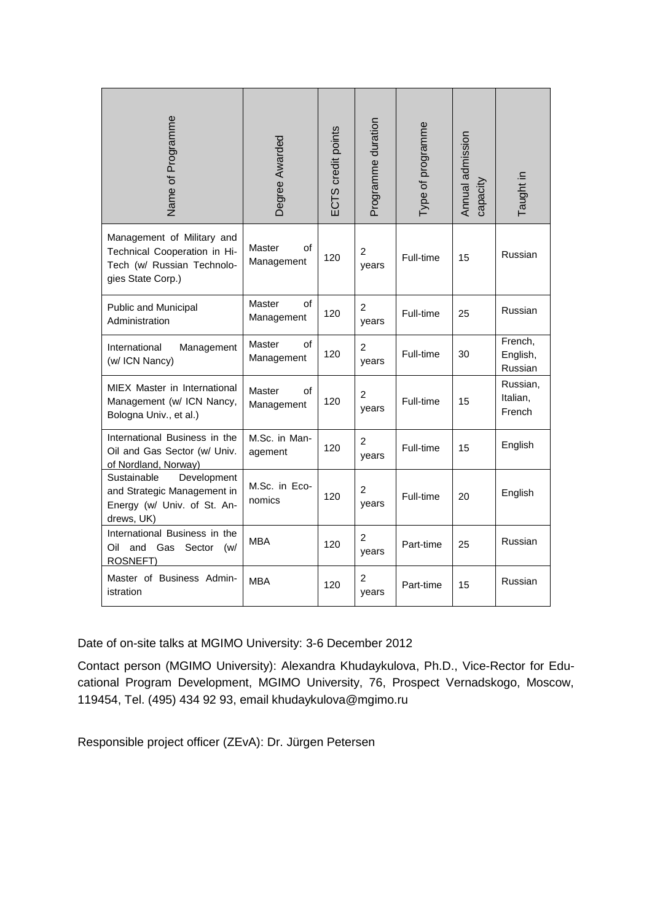| Name of Programme | Degree Awarded | ECTS credit points | Programme duration | Type of programme | Annual admission capacity | Taught in |
|---|---|---|---|---|---|---|
| Management of Military and Technical Cooperation in Hi-Tech (w/ Russian Technologies State Corp.) | Master of Management | 120 | 2 years | Full-time | 15 | Russian |
| Public and Municipal Administration | Master of Management | 120 | 2 years | Full-time | 25 | Russian |
| International Management (w/ ICN Nancy) | Master of Management | 120 | 2 years | Full-time | 30 | French, English, Russian |
| MIEX Master in International Management (w/ ICN Nancy, Bologna Univ., et al.) | Master of Management | 120 | 2 years | Full-time | 15 | Russian, Italian, French |
| International Business in the Oil and Gas Sector (w/ Univ. of Nordland, Norway) | M.Sc. in Management | 120 | 2 years | Full-time | 15 | English |
| Sustainable Development and Strategic Management in Energy (w/ Univ. of St. Andrews, UK) | M.Sc. in Economics | 120 | 2 years | Full-time | 20 | English |
| International Business in the Oil and Gas Sector (w/ ROSNEFT) | MBA | 120 | 2 years | Part-time | 25 | Russian |
| Master of Business Administration | MBA | 120 | 2 years | Part-time | 15 | Russian |

Date of on-site talks at MGIMO University: 3-6 December 2012

Contact person (MGIMO University): Alexandra Khudaykulova, Ph.D., Vice-Rector for Educational Program Development, MGIMO University, 76, Prospect Vernadskogo, Moscow, 119454, Tel. (495) 434 92 93, email khudaykulova@mgimo.ru

Responsible project officer (ZEvA): Dr. Jürgen Petersen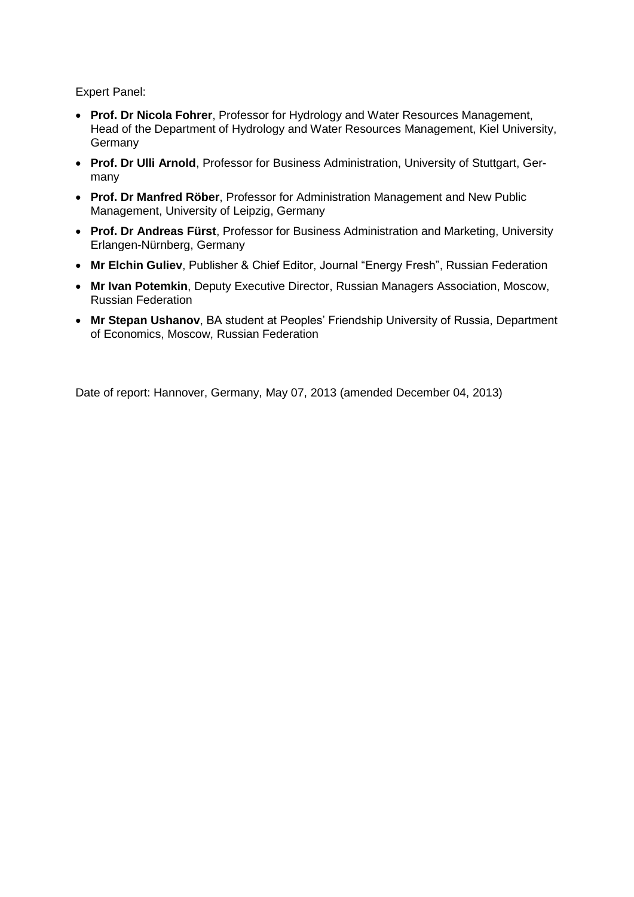Expert Panel:

- **Prof. Dr Nicola Fohrer**, Professor for Hydrology and Water Resources Management, Head of the Department of Hydrology and Water Resources Management, Kiel University, Germany
- **Prof. Dr Ulli Arnold**, Professor for Business Administration, University of Stuttgart, Germany
- **Prof. Dr Manfred Röber**, Professor for Administration Management and New Public Management, University of Leipzig, Germany
- **Prof. Dr Andreas Fürst**, Professor for Business Administration and Marketing, University Erlangen-Nürnberg, Germany
- **Mr Elchin Guliev**, Publisher & Chief Editor, Journal "Energy Fresh", Russian Federation
- **Mr Ivan Potemkin**, Deputy Executive Director, Russian Managers Association, Moscow, Russian Federation
- **Mr Stepan Ushanov**, BA student at Peoples' Friendship University of Russia, Department of Economics, Moscow, Russian Federation

Date of report: Hannover, Germany, May 07, 2013 (amended December 04, 2013)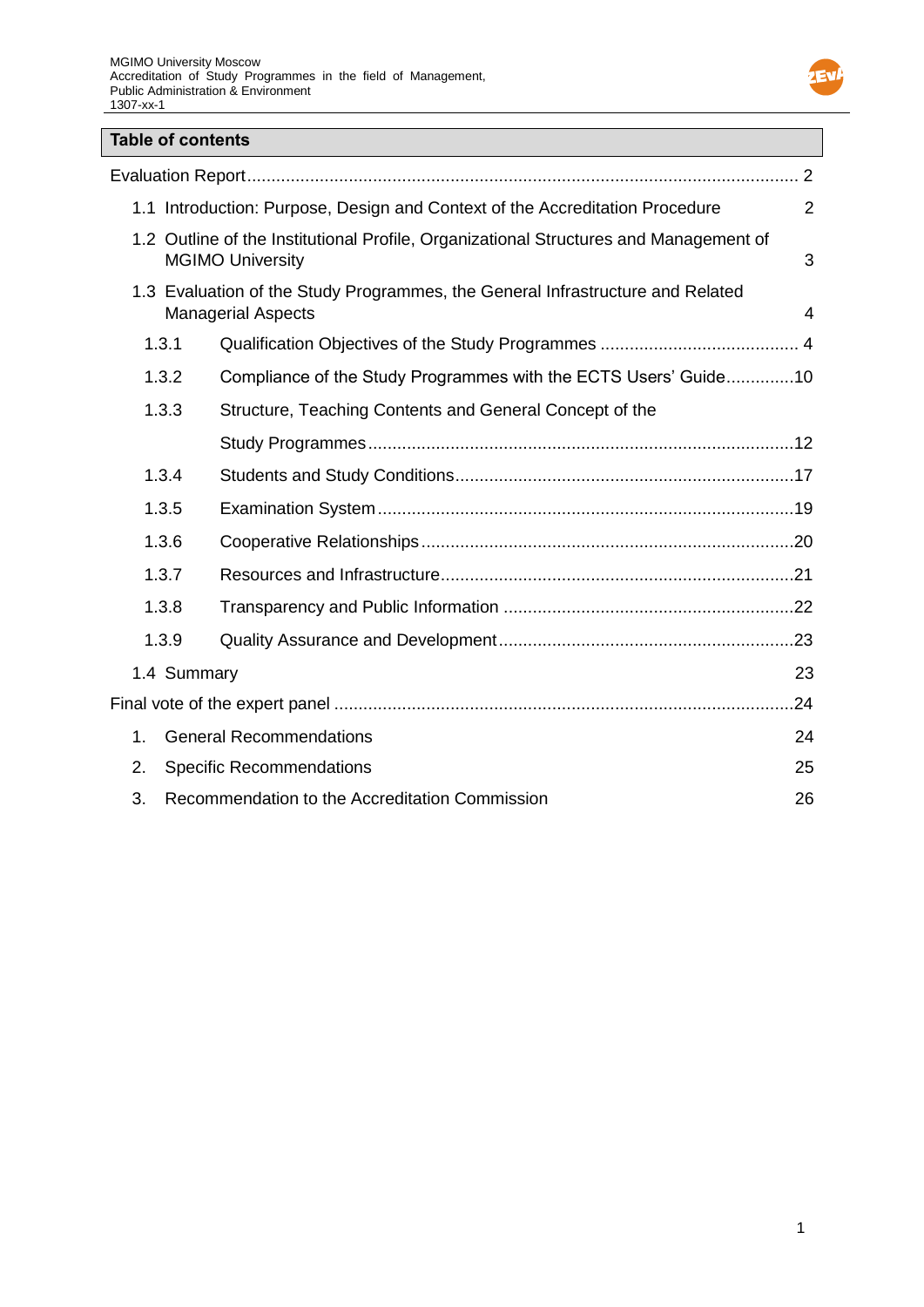## Table of contents

Evaluation Report .......... 2

- 1.1 Introduction: Purpose, Design and Context of the Accreditation Procedure 2
- 1.2 Outline of the Institutional Profile, Organizational Structures and Management of MGIMO University 3
- 1.3 Evaluation of the Study Programmes, the General Infrastructure and Related Managerial Aspects 4
  - 1.3.1 Qualification Objectives of the Study Programmes .......... 4
  - 1.3.2 Compliance of the Study Programmes with the ECTS Users' Guide .......... 10
  - 1.3.3 Structure, Teaching Contents and General Concept of the Study Programmes .......... 12
  - 1.3.4 Students and Study Conditions .......... 17
  - 1.3.5 Examination System .......... 19
  - 1.3.6 Cooperative Relationships .......... 20
  - 1.3.7 Resources and Infrastructure .......... 21
  - 1.3.8 Transparency and Public Information .......... 22
  - 1.3.9 Quality Assurance and Development .......... 23
- 1.4 Summary 23

Final vote of the expert panel .......... 24

1. General Recommendations 24
2. Specific Recommendations 25
3. Recommendation to the Accreditation Commission 26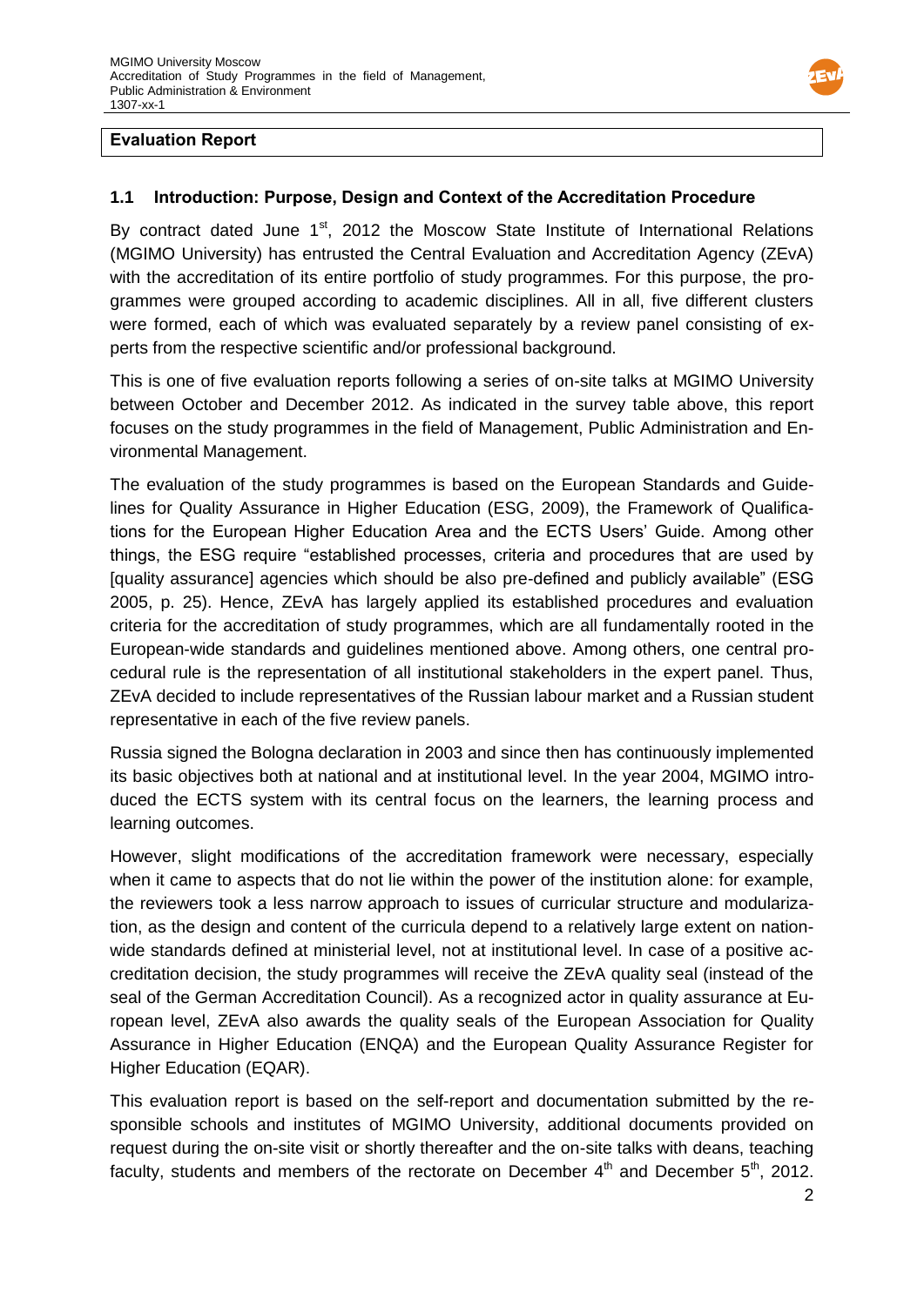## Evaluation Report

### 1.1 Introduction: Purpose, Design and Context of the Accreditation Procedure

By contract dated June 1st, 2012 the Moscow State Institute of International Relations (MGIMO University) has entrusted the Central Evaluation and Accreditation Agency (ZEvA) with the accreditation of its entire portfolio of study programmes. For this purpose, the programmes were grouped according to academic disciplines. All in all, five different clusters were formed, each of which was evaluated separately by a review panel consisting of experts from the respective scientific and/or professional background.

This is one of five evaluation reports following a series of on-site talks at MGIMO University between October and December 2012. As indicated in the survey table above, this report focuses on the study programmes in the field of Management, Public Administration and Environmental Management.

The evaluation of the study programmes is based on the European Standards and Guidelines for Quality Assurance in Higher Education (ESG, 2009), the Framework of Qualifications for the European Higher Education Area and the ECTS Users' Guide. Among other things, the ESG require "established processes, criteria and procedures that are used by [quality assurance] agencies which should be also pre-defined and publicly available" (ESG 2005, p. 25). Hence, ZEvA has largely applied its established procedures and evaluation criteria for the accreditation of study programmes, which are all fundamentally rooted in the European-wide standards and guidelines mentioned above. Among others, one central procedural rule is the representation of all institutional stakeholders in the expert panel. Thus, ZEvA decided to include representatives of the Russian labour market and a Russian student representative in each of the five review panels.

Russia signed the Bologna declaration in 2003 and since then has continuously implemented its basic objectives both at national and at institutional level. In the year 2004, MGIMO introduced the ECTS system with its central focus on the learners, the learning process and learning outcomes.

However, slight modifications of the accreditation framework were necessary, especially when it came to aspects that do not lie within the power of the institution alone: for example, the reviewers took a less narrow approach to issues of curricular structure and modularization, as the design and content of the curricula depend to a relatively large extent on nationwide standards defined at ministerial level, not at institutional level. In case of a positive accreditation decision, the study programmes will receive the ZEvA quality seal (instead of the seal of the German Accreditation Council). As a recognized actor in quality assurance at European level, ZEvA also awards the quality seals of the European Association for Quality Assurance in Higher Education (ENQA) and the European Quality Assurance Register for Higher Education (EQAR).

This evaluation report is based on the self-report and documentation submitted by the responsible schools and institutes of MGIMO University, additional documents provided on request during the on-site visit or shortly thereafter and the on-site talks with deans, teaching faculty, students and members of the rectorate on December 4th and December 5th, 2012.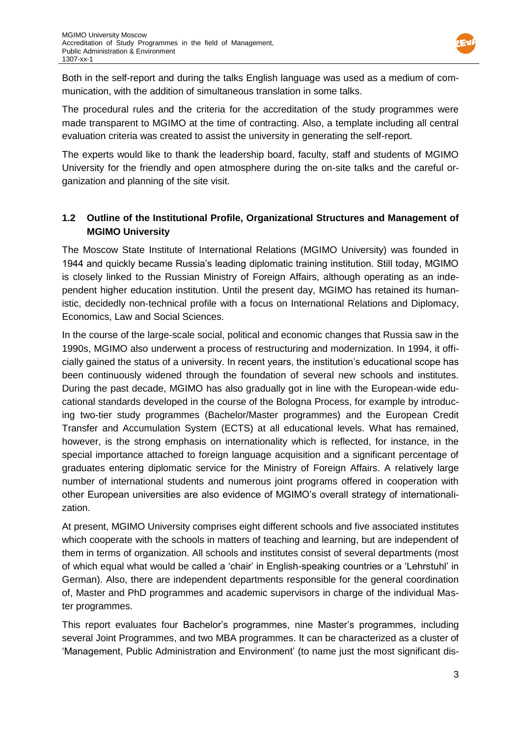Both in the self-report and during the talks English language was used as a medium of communication, with the addition of simultaneous translation in some talks.

The procedural rules and the criteria for the accreditation of the study programmes were made transparent to MGIMO at the time of contracting. Also, a template including all central evaluation criteria was created to assist the university in generating the self-report.

The experts would like to thank the leadership board, faculty, staff and students of MGIMO University for the friendly and open atmosphere during the on-site talks and the careful organization and planning of the site visit.

## 1.2 Outline of the Institutional Profile, Organizational Structures and Management of MGIMO University

The Moscow State Institute of International Relations (MGIMO University) was founded in 1944 and quickly became Russia's leading diplomatic training institution. Still today, MGIMO is closely linked to the Russian Ministry of Foreign Affairs, although operating as an independent higher education institution. Until the present day, MGIMO has retained its humanistic, decidedly non-technical profile with a focus on International Relations and Diplomacy, Economics, Law and Social Sciences.

In the course of the large-scale social, political and economic changes that Russia saw in the 1990s, MGIMO also underwent a process of restructuring and modernization. In 1994, it officially gained the status of a university. In recent years, the institution's educational scope has been continuously widened through the foundation of several new schools and institutes. During the past decade, MGIMO has also gradually got in line with the European-wide educational standards developed in the course of the Bologna Process, for example by introducing two-tier study programmes (Bachelor/Master programmes) and the European Credit Transfer and Accumulation System (ECTS) at all educational levels. What has remained, however, is the strong emphasis on internationality which is reflected, for instance, in the special importance attached to foreign language acquisition and a significant percentage of graduates entering diplomatic service for the Ministry of Foreign Affairs. A relatively large number of international students and numerous joint programs offered in cooperation with other European universities are also evidence of MGIMO's overall strategy of internationalization.

At present, MGIMO University comprises eight different schools and five associated institutes which cooperate with the schools in matters of teaching and learning, but are independent of them in terms of organization. All schools and institutes consist of several departments (most of which equal what would be called a 'chair' in English-speaking countries or a 'Lehrstuhl' in German). Also, there are independent departments responsible for the general coordination of, Master and PhD programmes and academic supervisors in charge of the individual Master programmes.

This report evaluates four Bachelor's programmes, nine Master's programmes, including several Joint Programmes, and two MBA programmes. It can be characterized as a cluster of 'Management, Public Administration and Environment' (to name just the most significant dis-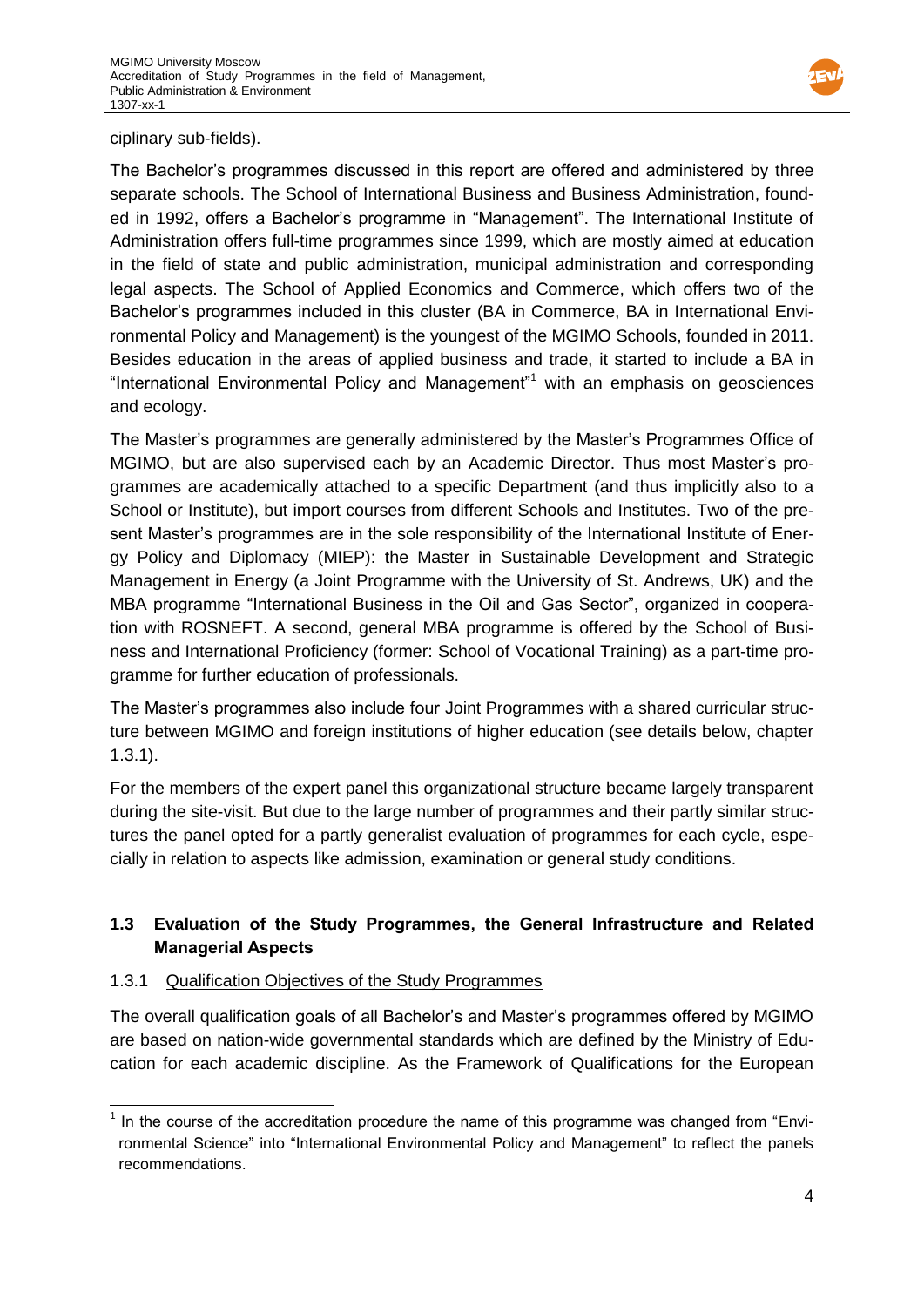ciplinary sub-fields).

The Bachelor's programmes discussed in this report are offered and administered by three separate schools. The School of International Business and Business Administration, founded in 1992, offers a Bachelor's programme in "Management". The International Institute of Administration offers full-time programmes since 1999, which are mostly aimed at education in the field of state and public administration, municipal administration and corresponding legal aspects. The School of Applied Economics and Commerce, which offers two of the Bachelor's programmes included in this cluster (BA in Commerce, BA in International Environmental Policy and Management) is the youngest of the MGIMO Schools, founded in 2011. Besides education in the areas of applied business and trade, it started to include a BA in "International Environmental Policy and Management"[1] with an emphasis on geosciences and ecology.

The Master's programmes are generally administered by the Master's Programmes Office of MGIMO, but are also supervised each by an Academic Director. Thus most Master's programmes are academically attached to a specific Department (and thus implicitly also to a School or Institute), but import courses from different Schools and Institutes. Two of the present Master's programmes are in the sole responsibility of the International Institute of Energy Policy and Diplomacy (MIEP): the Master in Sustainable Development and Strategic Management in Energy (a Joint Programme with the University of St. Andrews, UK) and the MBA programme "International Business in the Oil and Gas Sector", organized in cooperation with ROSNEFT. A second, general MBA programme is offered by the School of Business and International Proficiency (former: School of Vocational Training) as a part-time programme for further education of professionals.

The Master's programmes also include four Joint Programmes with a shared curricular structure between MGIMO and foreign institutions of higher education (see details below, chapter 1.3.1).

For the members of the expert panel this organizational structure became largely transparent during the site-visit. But due to the large number of programmes and their partly similar structures the panel opted for a partly generalist evaluation of programmes for each cycle, especially in relation to aspects like admission, examination or general study conditions.

## 1.3 Evaluation of the Study Programmes, the General Infrastructure and Related Managerial Aspects

### 1.3.1 Qualification Objectives of the Study Programmes

The overall qualification goals of all Bachelor's and Master's programmes offered by MGIMO are based on nation-wide governmental standards which are defined by the Ministry of Education for each academic discipline. As the Framework of Qualifications for the European

---

[1] In the course of the accreditation procedure the name of this programme was changed from "Environmental Science" into "International Environmental Policy and Management" to reflect the panels recommendations.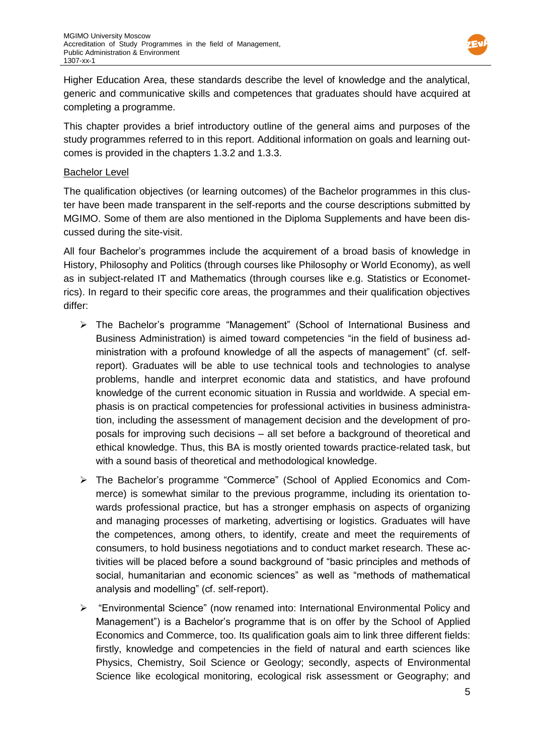Higher Education Area, these standards describe the level of knowledge and the analytical, generic and communicative skills and competences that graduates should have acquired at completing a programme.

This chapter provides a brief introductory outline of the general aims and purposes of the study programmes referred to in this report. Additional information on goals and learning outcomes is provided in the chapters 1.3.2 and 1.3.3.

Bachelor Level

The qualification objectives (or learning outcomes) of the Bachelor programmes in this cluster have been made transparent in the self-reports and the course descriptions submitted by MGIMO. Some of them are also mentioned in the Diploma Supplements and have been discussed during the site-visit.

All four Bachelor's programmes include the acquirement of a broad basis of knowledge in History, Philosophy and Politics (through courses like Philosophy or World Economy), as well as in subject-related IT and Mathematics (through courses like e.g. Statistics or Econometrics). In regard to their specific core areas, the programmes and their qualification objectives differ:

- The Bachelor's programme "Management" (School of International Business and Business Administration) is aimed toward competencies "in the field of business administration with a profound knowledge of all the aspects of management" (cf. self-report). Graduates will be able to use technical tools and technologies to analyse problems, handle and interpret economic data and statistics, and have profound knowledge of the current economic situation in Russia and worldwide. A special emphasis is on practical competencies for professional activities in business administration, including the assessment of management decision and the development of proposals for improving such decisions – all set before a background of theoretical and ethical knowledge. Thus, this BA is mostly oriented towards practice-related task, but with a sound basis of theoretical and methodological knowledge.
- The Bachelor's programme "Commerce" (School of Applied Economics and Commerce) is somewhat similar to the previous programme, including its orientation towards professional practice, but has a stronger emphasis on aspects of organizing and managing processes of marketing, advertising or logistics. Graduates will have the competences, among others, to identify, create and meet the requirements of consumers, to hold business negotiations and to conduct market research. These activities will be placed before a sound background of "basic principles and methods of social, humanitarian and economic sciences" as well as "methods of mathematical analysis and modelling" (cf. self-report).
- "Environmental Science" (now renamed into: International Environmental Policy and Management") is a Bachelor's programme that is on offer by the School of Applied Economics and Commerce, too. Its qualification goals aim to link three different fields: firstly, knowledge and competencies in the field of natural and earth sciences like Physics, Chemistry, Soil Science or Geology; secondly, aspects of Environmental Science like ecological monitoring, ecological risk assessment or Geography; and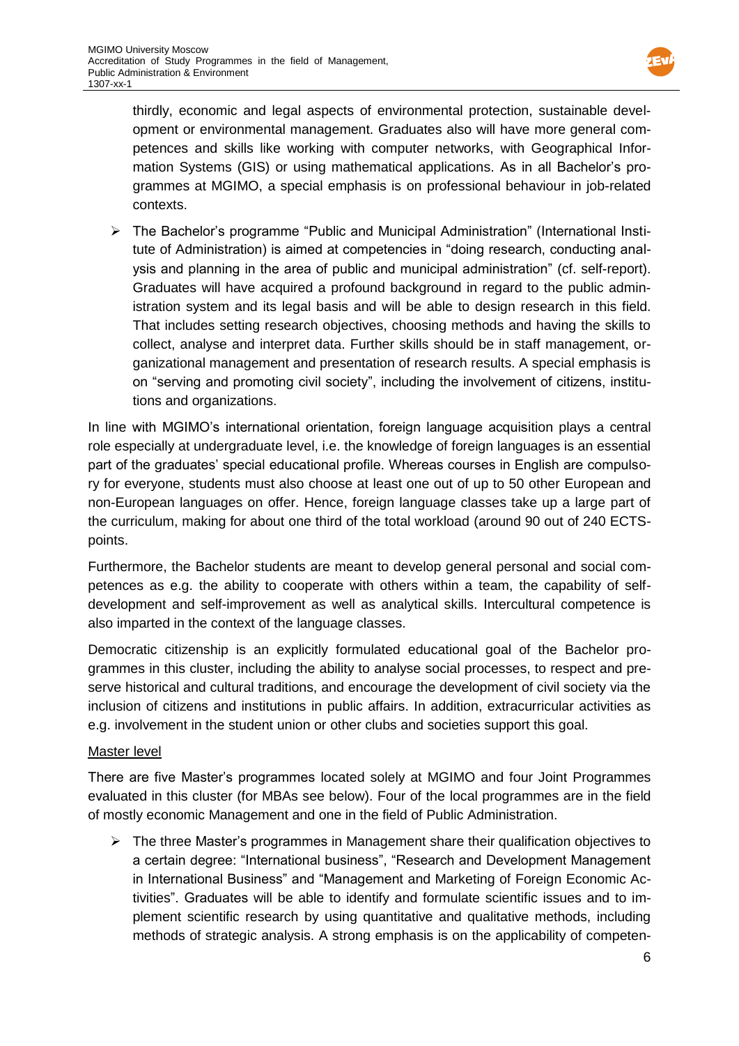thirdly, economic and legal aspects of environmental protection, sustainable development or environmental management. Graduates also will have more general competences and skills like working with computer networks, with Geographical Information Systems (GIS) or using mathematical applications. As in all Bachelor's programmes at MGIMO, a special emphasis is on professional behaviour in job-related contexts.

- The Bachelor's programme "Public and Municipal Administration" (International Institute of Administration) is aimed at competencies in "doing research, conducting analysis and planning in the area of public and municipal administration" (cf. self-report). Graduates will have acquired a profound background in regard to the public administration system and its legal basis and will be able to design research in this field. That includes setting research objectives, choosing methods and having the skills to collect, analyse and interpret data. Further skills should be in staff management, organizational management and presentation of research results. A special emphasis is on "serving and promoting civil society", including the involvement of citizens, institutions and organizations.

In line with MGIMO's international orientation, foreign language acquisition plays a central role especially at undergraduate level, i.e. the knowledge of foreign languages is an essential part of the graduates' special educational profile. Whereas courses in English are compulsory for everyone, students must also choose at least one out of up to 50 other European and non-European languages on offer. Hence, foreign language classes take up a large part of the curriculum, making for about one third of the total workload (around 90 out of 240 ECTS-points.

Furthermore, the Bachelor students are meant to develop general personal and social competences as e.g. the ability to cooperate with others within a team, the capability of self-development and self-improvement as well as analytical skills. Intercultural competence is also imparted in the context of the language classes.

Democratic citizenship is an explicitly formulated educational goal of the Bachelor programmes in this cluster, including the ability to analyse social processes, to respect and preserve historical and cultural traditions, and encourage the development of civil society via the inclusion of citizens and institutions in public affairs. In addition, extracurricular activities as e.g. involvement in the student union or other clubs and societies support this goal.

Master level

There are five Master's programmes located solely at MGIMO and four Joint Programmes evaluated in this cluster (for MBAs see below). Four of the local programmes are in the field of mostly economic Management and one in the field of Public Administration.

- The three Master's programmes in Management share their qualification objectives to a certain degree: "International business", "Research and Development Management in International Business" and "Management and Marketing of Foreign Economic Activities". Graduates will be able to identify and formulate scientific issues and to implement scientific research by using quantitative and qualitative methods, including methods of strategic analysis. A strong emphasis is on the applicability of competen-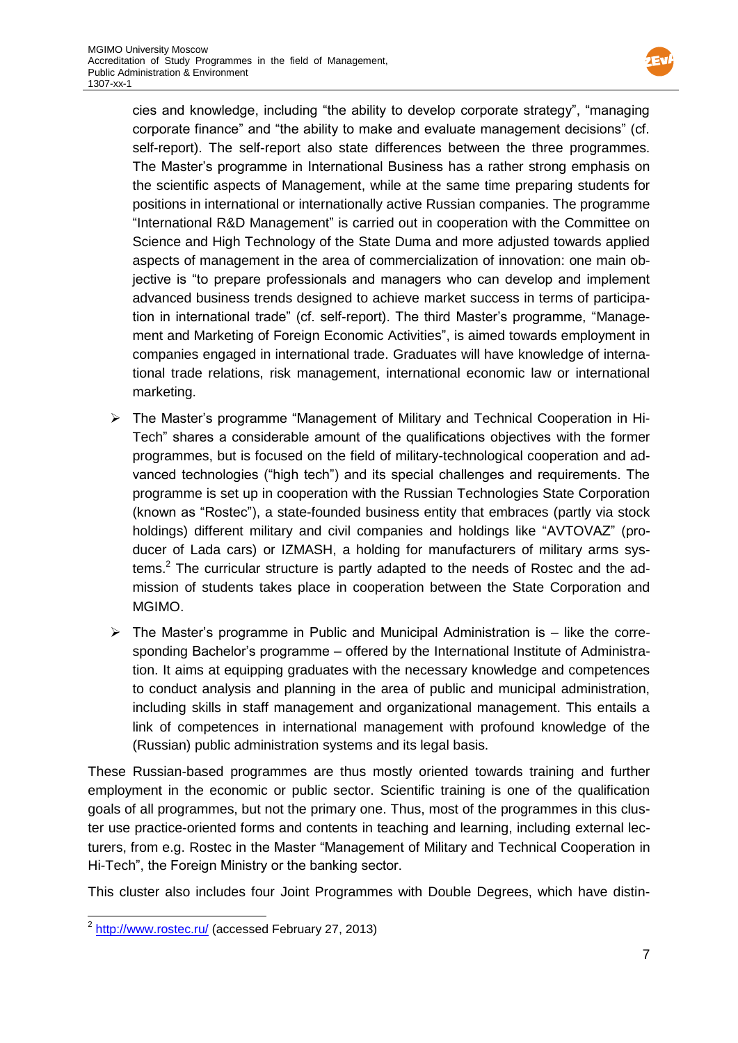cies and knowledge, including "the ability to develop corporate strategy", "managing corporate finance" and "the ability to make and evaluate management decisions" (cf. self-report). The self-report also state differences between the three programmes. The Master's programme in International Business has a rather strong emphasis on the scientific aspects of Management, while at the same time preparing students for positions in international or internationally active Russian companies. The programme "International R&D Management" is carried out in cooperation with the Committee on Science and High Technology of the State Duma and more adjusted towards applied aspects of management in the area of commercialization of innovation: one main objective is "to prepare professionals and managers who can develop and implement advanced business trends designed to achieve market success in terms of participation in international trade" (cf. self-report). The third Master's programme, "Management and Marketing of Foreign Economic Activities", is aimed towards employment in companies engaged in international trade. Graduates will have knowledge of international trade relations, risk management, international economic law or international marketing.

- The Master's programme "Management of Military and Technical Cooperation in Hi-Tech" shares a considerable amount of the qualifications objectives with the former programmes, but is focused on the field of military-technological cooperation and advanced technologies ("high tech") and its special challenges and requirements. The programme is set up in cooperation with the Russian Technologies State Corporation (known as "Rostec"), a state-founded business entity that embraces (partly via stock holdings) different military and civil companies and holdings like "AVTOVAZ" (producer of Lada cars) or IZMASH, a holding for manufacturers of military arms systems.[2] The curricular structure is partly adapted to the needs of Rostec and the admission of students takes place in cooperation between the State Corporation and MGIMO.
- The Master's programme in Public and Municipal Administration is – like the corresponding Bachelor's programme – offered by the International Institute of Administration. It aims at equipping graduates with the necessary knowledge and competences to conduct analysis and planning in the area of public and municipal administration, including skills in staff management and organizational management. This entails a link of competences in international management with profound knowledge of the (Russian) public administration systems and its legal basis.

These Russian-based programmes are thus mostly oriented towards training and further employment in the economic or public sector. Scientific training is one of the qualification goals of all programmes, but not the primary one. Thus, most of the programmes in this cluster use practice-oriented forms and contents in teaching and learning, including external lecturers, from e.g. Rostec in the Master "Management of Military and Technical Cooperation in Hi-Tech", the Foreign Ministry or the banking sector.

This cluster also includes four Joint Programmes with Double Degrees, which have distin-

[2] http://www.rostec.ru/ (accessed February 27, 2013)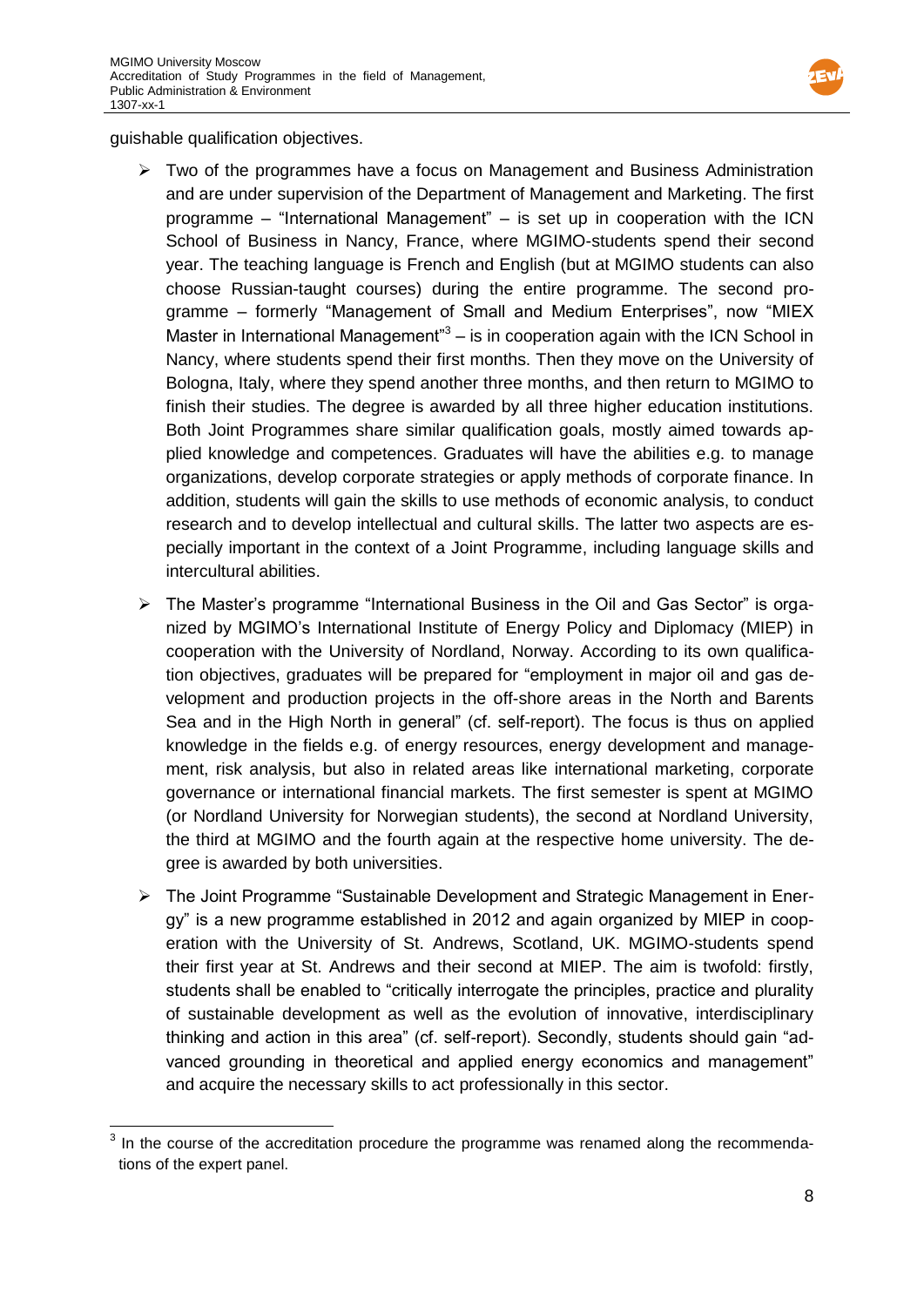guishable qualification objectives.

- Two of the programmes have a focus on Management and Business Administration and are under supervision of the Department of Management and Marketing. The first programme – "International Management" – is set up in cooperation with the ICN School of Business in Nancy, France, where MGIMO-students spend their second year. The teaching language is French and English (but at MGIMO students can also choose Russian-taught courses) during the entire programme. The second programme – formerly "Management of Small and Medium Enterprises", now "MIEX Master in International Management"[3] – is in cooperation again with the ICN School in Nancy, where students spend their first months. Then they move on the University of Bologna, Italy, where they spend another three months, and then return to MGIMO to finish their studies. The degree is awarded by all three higher education institutions. Both Joint Programmes share similar qualification goals, mostly aimed towards applied knowledge and competences. Graduates will have the abilities e.g. to manage organizations, develop corporate strategies or apply methods of corporate finance. In addition, students will gain the skills to use methods of economic analysis, to conduct research and to develop intellectual and cultural skills. The latter two aspects are especially important in the context of a Joint Programme, including language skills and intercultural abilities.
- The Master's programme "International Business in the Oil and Gas Sector" is organized by MGIMO's International Institute of Energy Policy and Diplomacy (MIEP) in cooperation with the University of Nordland, Norway. According to its own qualification objectives, graduates will be prepared for "employment in major oil and gas development and production projects in the off-shore areas in the North and Barents Sea and in the High North in general" (cf. self-report). The focus is thus on applied knowledge in the fields e.g. of energy resources, energy development and management, risk analysis, but also in related areas like international marketing, corporate governance or international financial markets. The first semester is spent at MGIMO (or Nordland University for Norwegian students), the second at Nordland University, the third at MGIMO and the fourth again at the respective home university. The degree is awarded by both universities.
- The Joint Programme "Sustainable Development and Strategic Management in Energy" is a new programme established in 2012 and again organized by MIEP in cooperation with the University of St. Andrews, Scotland, UK. MGIMO-students spend their first year at St. Andrews and their second at MIEP. The aim is twofold: firstly, students shall be enabled to "critically interrogate the principles, practice and plurality of sustainable development as well as the evolution of innovative, interdisciplinary thinking and action in this area" (cf. self-report). Secondly, students should gain "advanced grounding in theoretical and applied energy economics and management" and acquire the necessary skills to act professionally in this sector.

[3] In the course of the accreditation procedure the programme was renamed along the recommendations of the expert panel.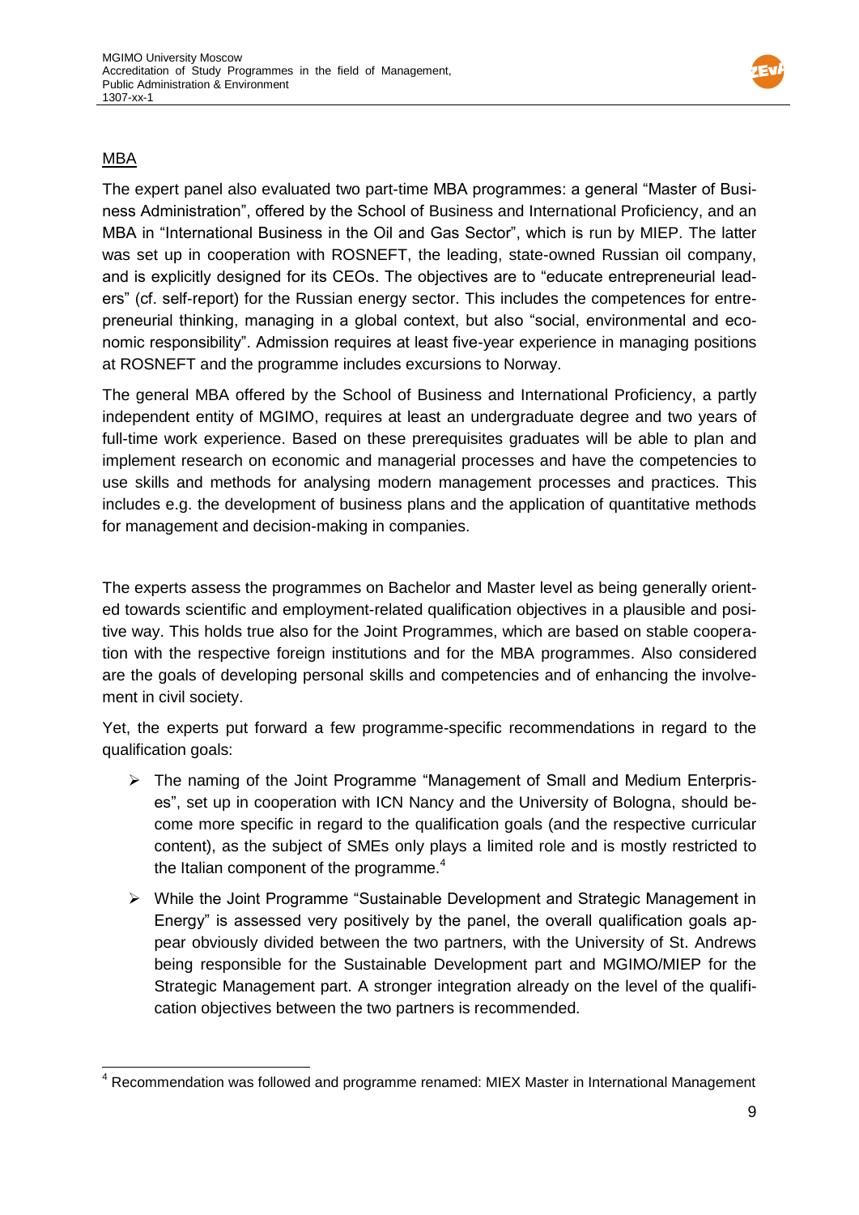MBA

The expert panel also evaluated two part-time MBA programmes: a general "Master of Business Administration", offered by the School of Business and International Proficiency, and an MBA in "International Business in the Oil and Gas Sector", which is run by MIEP. The latter was set up in cooperation with ROSNEFT, the leading, state-owned Russian oil company, and is explicitly designed for its CEOs. The objectives are to "educate entrepreneurial leaders" (cf. self-report) for the Russian energy sector. This includes the competences for entrepreneurial thinking, managing in a global context, but also "social, environmental and economic responsibility". Admission requires at least five-year experience in managing positions at ROSNEFT and the programme includes excursions to Norway.

The general MBA offered by the School of Business and International Proficiency, a partly independent entity of MGIMO, requires at least an undergraduate degree and two years of full-time work experience. Based on these prerequisites graduates will be able to plan and implement research on economic and managerial processes and have the competencies to use skills and methods for analysing modern management processes and practices. This includes e.g. the development of business plans and the application of quantitative methods for management and decision-making in companies.

The experts assess the programmes on Bachelor and Master level as being generally oriented towards scientific and employment-related qualification objectives in a plausible and positive way. This holds true also for the Joint Programmes, which are based on stable cooperation with the respective foreign institutions and for the MBA programmes. Also considered are the goals of developing personal skills and competencies and of enhancing the involvement in civil society.

Yet, the experts put forward a few programme-specific recommendations in regard to the qualification goals:

- The naming of the Joint Programme "Management of Small and Medium Enterprises", set up in cooperation with ICN Nancy and the University of Bologna, should become more specific in regard to the qualification goals (and the respective curricular content), as the subject of SMEs only plays a limited role and is mostly restricted to the Italian component of the programme.[4]
- While the Joint Programme "Sustainable Development and Strategic Management in Energy" is assessed very positively by the panel, the overall qualification goals appear obviously divided between the two partners, with the University of St. Andrews being responsible for the Sustainable Development part and MGIMO/MIEP for the Strategic Management part. A stronger integration already on the level of the qualification objectives between the two partners is recommended.

[4] Recommendation was followed and programme renamed: MIEX Master in International Management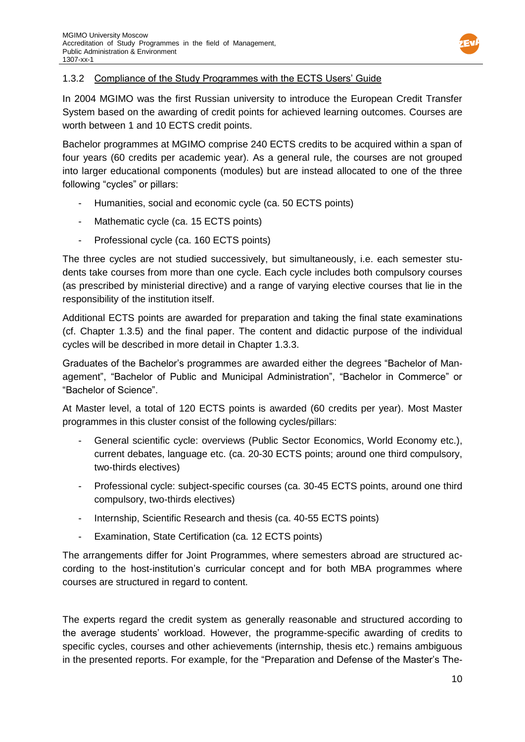### 1.3.2 Compliance of the Study Programmes with the ECTS Users' Guide

In 2004 MGIMO was the first Russian university to introduce the European Credit Transfer System based on the awarding of credit points for achieved learning outcomes. Courses are worth between 1 and 10 ECTS credit points.

Bachelor programmes at MGIMO comprise 240 ECTS credits to be acquired within a span of four years (60 credits per academic year). As a general rule, the courses are not grouped into larger educational components (modules) but are instead allocated to one of the three following "cycles" or pillars:

- Humanities, social and economic cycle (ca. 50 ECTS points)
- Mathematic cycle (ca. 15 ECTS points)
- Professional cycle (ca. 160 ECTS points)

The three cycles are not studied successively, but simultaneously, i.e. each semester students take courses from more than one cycle. Each cycle includes both compulsory courses (as prescribed by ministerial directive) and a range of varying elective courses that lie in the responsibility of the institution itself.

Additional ECTS points are awarded for preparation and taking the final state examinations (cf. Chapter 1.3.5) and the final paper. The content and didactic purpose of the individual cycles will be described in more detail in Chapter 1.3.3.

Graduates of the Bachelor's programmes are awarded either the degrees "Bachelor of Management", "Bachelor of Public and Municipal Administration", "Bachelor in Commerce" or "Bachelor of Science".

At Master level, a total of 120 ECTS points is awarded (60 credits per year). Most Master programmes in this cluster consist of the following cycles/pillars:

- General scientific cycle: overviews (Public Sector Economics, World Economy etc.), current debates, language etc. (ca. 20-30 ECTS points; around one third compulsory, two-thirds electives)
- Professional cycle: subject-specific courses (ca. 30-45 ECTS points, around one third compulsory, two-thirds electives)
- Internship, Scientific Research and thesis (ca. 40-55 ECTS points)
- Examination, State Certification (ca. 12 ECTS points)

The arrangements differ for Joint Programmes, where semesters abroad are structured according to the host-institution's curricular concept and for both MBA programmes where courses are structured in regard to content.

The experts regard the credit system as generally reasonable and structured according to the average students' workload. However, the programme-specific awarding of credits to specific cycles, courses and other achievements (internship, thesis etc.) remains ambiguous in the presented reports. For example, for the "Preparation and Defense of the Master's The-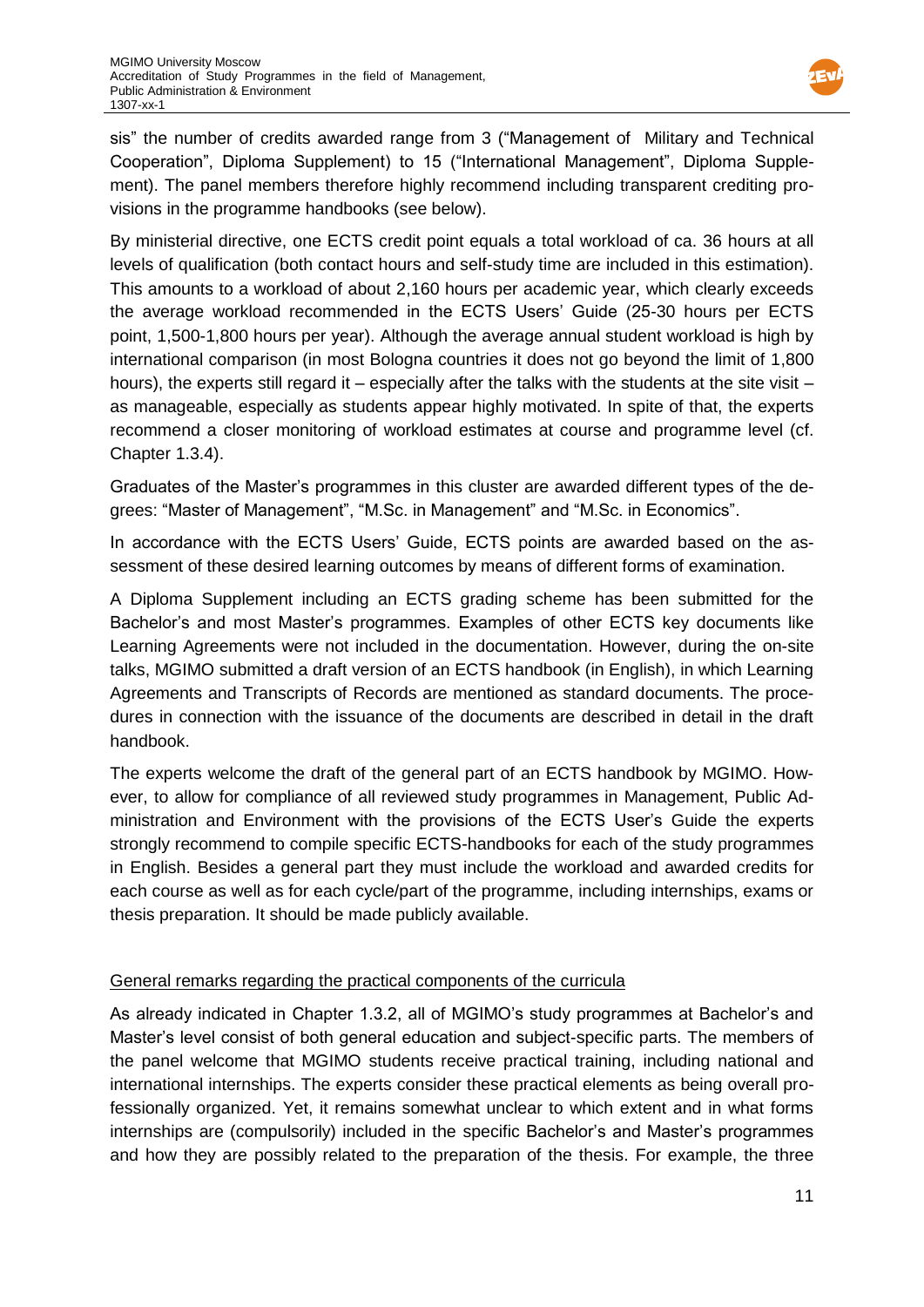sis" the number of credits awarded range from 3 ("Management of Military and Technical Cooperation", Diploma Supplement) to 15 ("International Management", Diploma Supplement). The panel members therefore highly recommend including transparent crediting provisions in the programme handbooks (see below).

By ministerial directive, one ECTS credit point equals a total workload of ca. 36 hours at all levels of qualification (both contact hours and self-study time are included in this estimation). This amounts to a workload of about 2,160 hours per academic year, which clearly exceeds the average workload recommended in the ECTS Users' Guide (25-30 hours per ECTS point, 1,500-1,800 hours per year). Although the average annual student workload is high by international comparison (in most Bologna countries it does not go beyond the limit of 1,800 hours), the experts still regard it – especially after the talks with the students at the site visit – as manageable, especially as students appear highly motivated. In spite of that, the experts recommend a closer monitoring of workload estimates at course and programme level (cf. Chapter 1.3.4).

Graduates of the Master's programmes in this cluster are awarded different types of the degrees: "Master of Management", "M.Sc. in Management" and "M.Sc. in Economics".

In accordance with the ECTS Users' Guide, ECTS points are awarded based on the assessment of these desired learning outcomes by means of different forms of examination.

A Diploma Supplement including an ECTS grading scheme has been submitted for the Bachelor's and most Master's programmes. Examples of other ECTS key documents like Learning Agreements were not included in the documentation. However, during the on-site talks, MGIMO submitted a draft version of an ECTS handbook (in English), in which Learning Agreements and Transcripts of Records are mentioned as standard documents. The procedures in connection with the issuance of the documents are described in detail in the draft handbook.

The experts welcome the draft of the general part of an ECTS handbook by MGIMO. However, to allow for compliance of all reviewed study programmes in Management, Public Administration and Environment with the provisions of the ECTS User's Guide the experts strongly recommend to compile specific ECTS-handbooks for each of the study programmes in English. Besides a general part they must include the workload and awarded credits for each course as well as for each cycle/part of the programme, including internships, exams or thesis preparation. It should be made publicly available.

General remarks regarding the practical components of the curricula

As already indicated in Chapter 1.3.2, all of MGIMO's study programmes at Bachelor's and Master's level consist of both general education and subject-specific parts. The members of the panel welcome that MGIMO students receive practical training, including national and international internships. The experts consider these practical elements as being overall professionally organized. Yet, it remains somewhat unclear to which extent and in what forms internships are (compulsorily) included in the specific Bachelor's and Master's programmes and how they are possibly related to the preparation of the thesis. For example, the three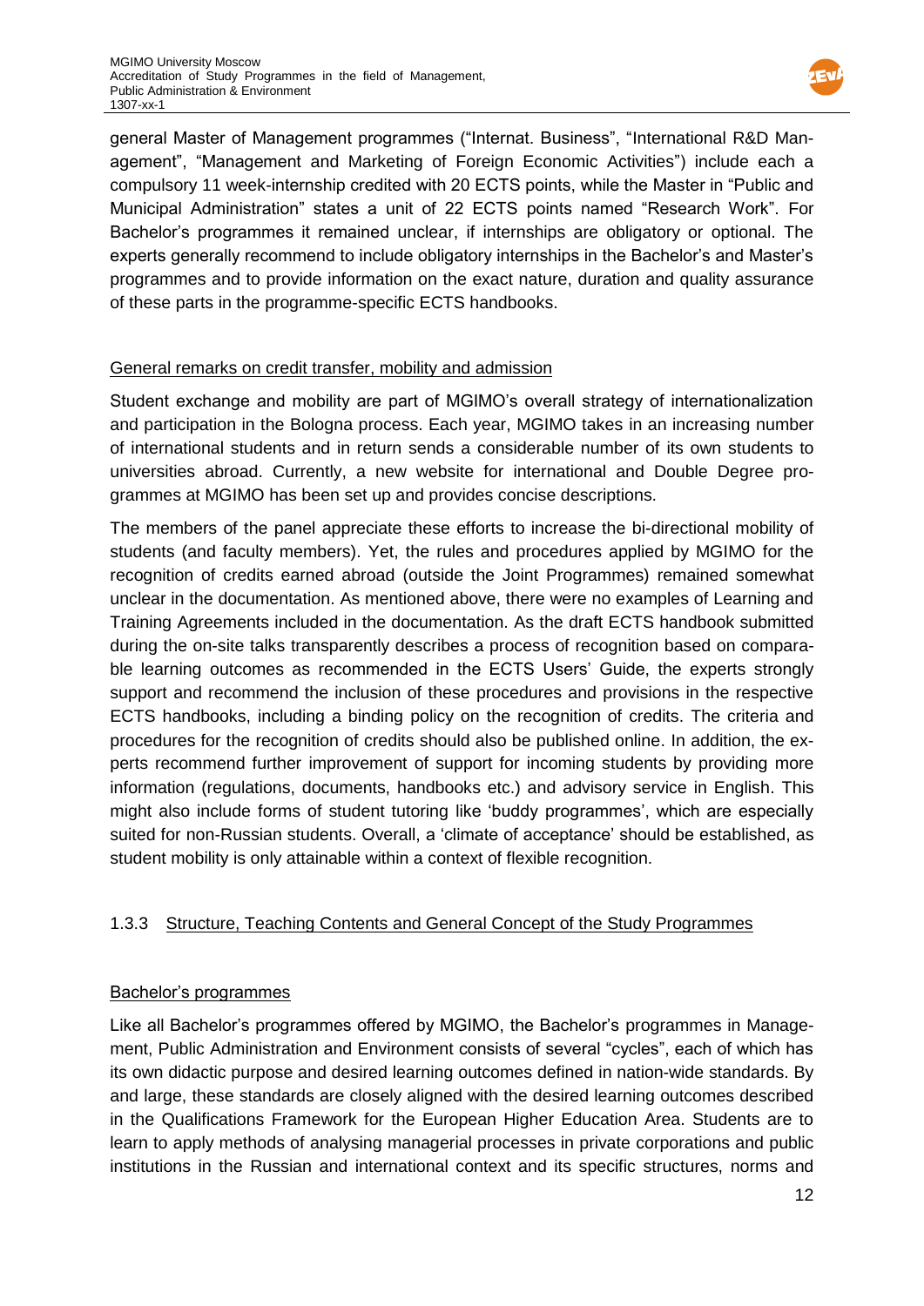general Master of Management programmes ("Internat. Business", "International R&D Management", "Management and Marketing of Foreign Economic Activities") include each a compulsory 11 week-internship credited with 20 ECTS points, while the Master in "Public and Municipal Administration" states a unit of 22 ECTS points named "Research Work". For Bachelor's programmes it remained unclear, if internships are obligatory or optional. The experts generally recommend to include obligatory internships in the Bachelor's and Master's programmes and to provide information on the exact nature, duration and quality assurance of these parts in the programme-specific ECTS handbooks.

General remarks on credit transfer, mobility and admission

Student exchange and mobility are part of MGIMO's overall strategy of internationalization and participation in the Bologna process. Each year, MGIMO takes in an increasing number of international students and in return sends a considerable number of its own students to universities abroad. Currently, a new website for international and Double Degree programmes at MGIMO has been set up and provides concise descriptions.

The members of the panel appreciate these efforts to increase the bi-directional mobility of students (and faculty members). Yet, the rules and procedures applied by MGIMO for the recognition of credits earned abroad (outside the Joint Programmes) remained somewhat unclear in the documentation. As mentioned above, there were no examples of Learning and Training Agreements included in the documentation. As the draft ECTS handbook submitted during the on-site talks transparently describes a process of recognition based on comparable learning outcomes as recommended in the ECTS Users' Guide, the experts strongly support and recommend the inclusion of these procedures and provisions in the respective ECTS handbooks, including a binding policy on the recognition of credits. The criteria and procedures for the recognition of credits should also be published online. In addition, the experts recommend further improvement of support for incoming students by providing more information (regulations, documents, handbooks etc.) and advisory service in English. This might also include forms of student tutoring like 'buddy programmes', which are especially suited for non-Russian students. Overall, a 'climate of acceptance' should be established, as student mobility is only attainable within a context of flexible recognition.

### 1.3.3 Structure, Teaching Contents and General Concept of the Study Programmes

Bachelor's programmes

Like all Bachelor's programmes offered by MGIMO, the Bachelor's programmes in Management, Public Administration and Environment consists of several "cycles", each of which has its own didactic purpose and desired learning outcomes defined in nation-wide standards. By and large, these standards are closely aligned with the desired learning outcomes described in the Qualifications Framework for the European Higher Education Area. Students are to learn to apply methods of analysing managerial processes in private corporations and public institutions in the Russian and international context and its specific structures, norms and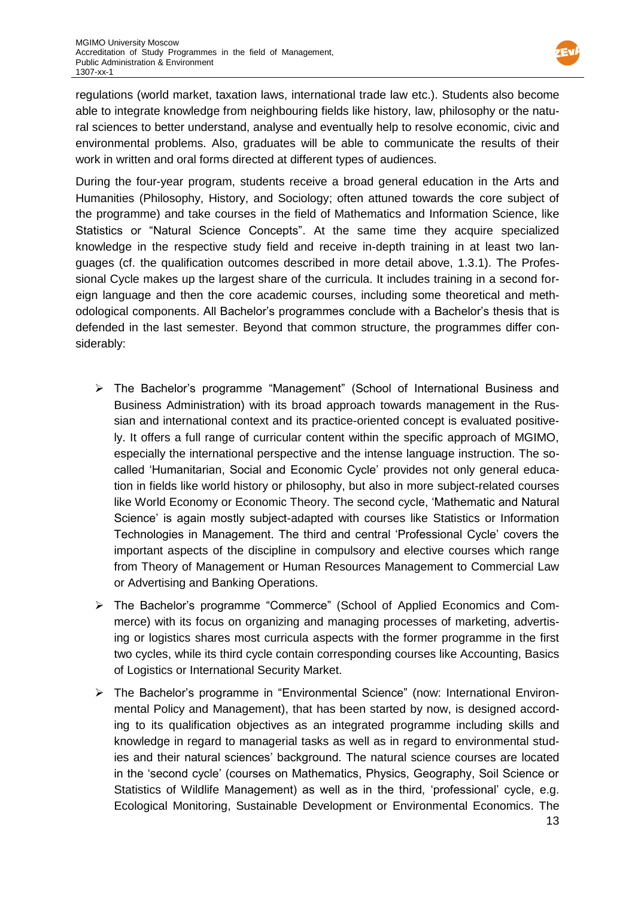regulations (world market, taxation laws, international trade law etc.). Students also become able to integrate knowledge from neighbouring fields like history, law, philosophy or the natural sciences to better understand, analyse and eventually help to resolve economic, civic and environmental problems. Also, graduates will be able to communicate the results of their work in written and oral forms directed at different types of audiences.

During the four-year program, students receive a broad general education in the Arts and Humanities (Philosophy, History, and Sociology; often attuned towards the core subject of the programme) and take courses in the field of Mathematics and Information Science, like Statistics or "Natural Science Concepts". At the same time they acquire specialized knowledge in the respective study field and receive in-depth training in at least two languages (cf. the qualification outcomes described in more detail above, 1.3.1). The Professional Cycle makes up the largest share of the curricula. It includes training in a second foreign language and then the core academic courses, including some theoretical and methodological components. All Bachelor's programmes conclude with a Bachelor's thesis that is defended in the last semester. Beyond that common structure, the programmes differ considerably:

- The Bachelor's programme "Management" (School of International Business and Business Administration) with its broad approach towards management in the Russian and international context and its practice-oriented concept is evaluated positively. It offers a full range of curricular content within the specific approach of MGIMO, especially the international perspective and the intense language instruction. The so-called 'Humanitarian, Social and Economic Cycle' provides not only general education in fields like world history or philosophy, but also in more subject-related courses like World Economy or Economic Theory. The second cycle, 'Mathematic and Natural Science' is again mostly subject-adapted with courses like Statistics or Information Technologies in Management. The third and central 'Professional Cycle' covers the important aspects of the discipline in compulsory and elective courses which range from Theory of Management or Human Resources Management to Commercial Law or Advertising and Banking Operations.
- The Bachelor's programme "Commerce" (School of Applied Economics and Commerce) with its focus on organizing and managing processes of marketing, advertising or logistics shares most curricula aspects with the former programme in the first two cycles, while its third cycle contain corresponding courses like Accounting, Basics of Logistics or International Security Market.
- The Bachelor's programme in "Environmental Science" (now: International Environmental Policy and Management), that has been started by now, is designed according to its qualification objectives as an integrated programme including skills and knowledge in regard to managerial tasks as well as in regard to environmental studies and their natural sciences' background. The natural science courses are located in the 'second cycle' (courses on Mathematics, Physics, Geography, Soil Science or Statistics of Wildlife Management) as well as in the third, 'professional' cycle, e.g. Ecological Monitoring, Sustainable Development or Environmental Economics. The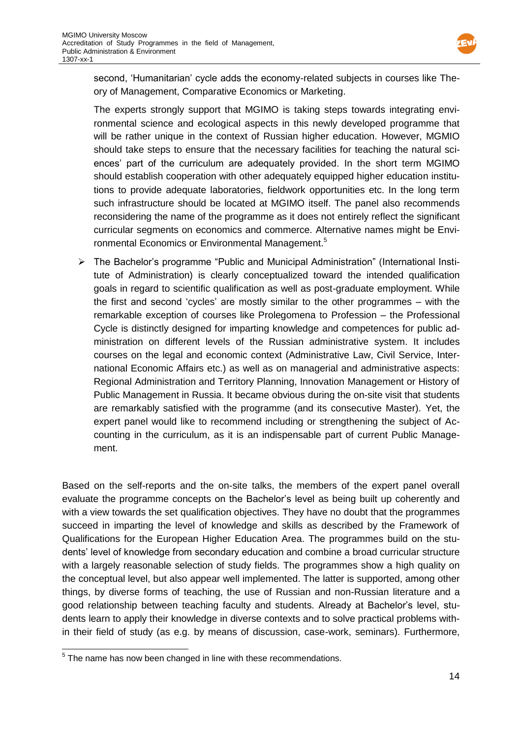second, 'Humanitarian' cycle adds the economy-related subjects in courses like Theory of Management, Comparative Economics or Marketing.

The experts strongly support that MGIMO is taking steps towards integrating environmental science and ecological aspects in this newly developed programme that will be rather unique in the context of Russian higher education. However, MGMIO should take steps to ensure that the necessary facilities for teaching the natural sciences' part of the curriculum are adequately provided. In the short term MGIMO should establish cooperation with other adequately equipped higher education institutions to provide adequate laboratories, fieldwork opportunities etc. In the long term such infrastructure should be located at MGIMO itself. The panel also recommends reconsidering the name of the programme as it does not entirely reflect the significant curricular segments on economics and commerce. Alternative names might be Environmental Economics or Environmental Management.[5]

- The Bachelor's programme "Public and Municipal Administration" (International Institute of Administration) is clearly conceptualized toward the intended qualification goals in regard to scientific qualification as well as post-graduate employment. While the first and second 'cycles' are mostly similar to the other programmes – with the remarkable exception of courses like Prolegomena to Profession – the Professional Cycle is distinctly designed for imparting knowledge and competences for public administration on different levels of the Russian administrative system. It includes courses on the legal and economic context (Administrative Law, Civil Service, International Economic Affairs etc.) as well as on managerial and administrative aspects: Regional Administration and Territory Planning, Innovation Management or History of Public Management in Russia. It became obvious during the on-site visit that students are remarkably satisfied with the programme (and its consecutive Master). Yet, the expert panel would like to recommend including or strengthening the subject of Accounting in the curriculum, as it is an indispensable part of current Public Management.

Based on the self-reports and the on-site talks, the members of the expert panel overall evaluate the programme concepts on the Bachelor's level as being built up coherently and with a view towards the set qualification objectives. They have no doubt that the programmes succeed in imparting the level of knowledge and skills as described by the Framework of Qualifications for the European Higher Education Area. The programmes build on the students' level of knowledge from secondary education and combine a broad curricular structure with a largely reasonable selection of study fields. The programmes show a high quality on the conceptual level, but also appear well implemented. The latter is supported, among other things, by diverse forms of teaching, the use of Russian and non-Russian literature and a good relationship between teaching faculty and students. Already at Bachelor's level, students learn to apply their knowledge in diverse contexts and to solve practical problems within their field of study (as e.g. by means of discussion, case-work, seminars). Furthermore,

[5] The name has now been changed in line with these recommendations.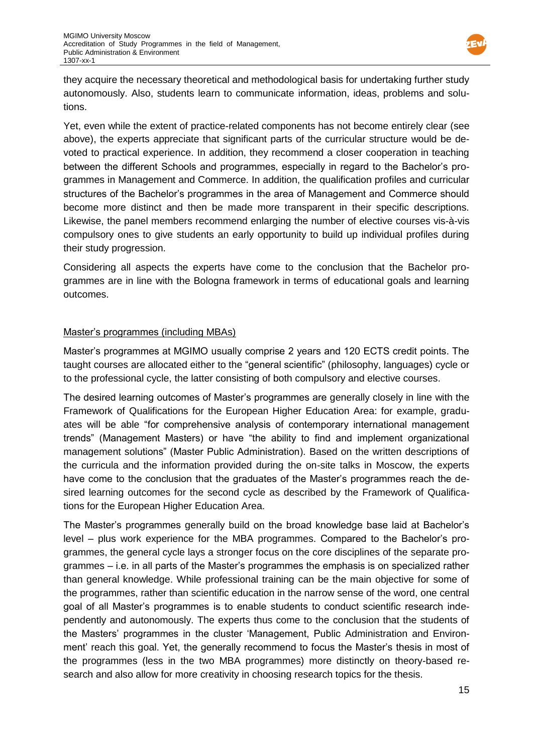they acquire the necessary theoretical and methodological basis for undertaking further study autonomously. Also, students learn to communicate information, ideas, problems and solutions.

Yet, even while the extent of practice-related components has not become entirely clear (see above), the experts appreciate that significant parts of the curricular structure would be devoted to practical experience. In addition, they recommend a closer cooperation in teaching between the different Schools and programmes, especially in regard to the Bachelor's programmes in Management and Commerce. In addition, the qualification profiles and curricular structures of the Bachelor's programmes in the area of Management and Commerce should become more distinct and then be made more transparent in their specific descriptions. Likewise, the panel members recommend enlarging the number of elective courses vis-à-vis compulsory ones to give students an early opportunity to build up individual profiles during their study progression.

Considering all aspects the experts have come to the conclusion that the Bachelor programmes are in line with the Bologna framework in terms of educational goals and learning outcomes.

Master's programmes (including MBAs)

Master's programmes at MGIMO usually comprise 2 years and 120 ECTS credit points. The taught courses are allocated either to the "general scientific" (philosophy, languages) cycle or to the professional cycle, the latter consisting of both compulsory and elective courses.

The desired learning outcomes of Master's programmes are generally closely in line with the Framework of Qualifications for the European Higher Education Area: for example, graduates will be able "for comprehensive analysis of contemporary international management trends" (Management Masters) or have "the ability to find and implement organizational management solutions" (Master Public Administration). Based on the written descriptions of the curricula and the information provided during the on-site talks in Moscow, the experts have come to the conclusion that the graduates of the Master's programmes reach the desired learning outcomes for the second cycle as described by the Framework of Qualifications for the European Higher Education Area.

The Master's programmes generally build on the broad knowledge base laid at Bachelor's level – plus work experience for the MBA programmes. Compared to the Bachelor's programmes, the general cycle lays a stronger focus on the core disciplines of the separate programmes – i.e. in all parts of the Master's programmes the emphasis is on specialized rather than general knowledge. While professional training can be the main objective for some of the programmes, rather than scientific education in the narrow sense of the word, one central goal of all Master's programmes is to enable students to conduct scientific research independently and autonomously. The experts thus come to the conclusion that the students of the Masters' programmes in the cluster 'Management, Public Administration and Environment' reach this goal. Yet, the generally recommend to focus the Master's thesis in most of the programmes (less in the two MBA programmes) more distinctly on theory-based research and also allow for more creativity in choosing research topics for the thesis.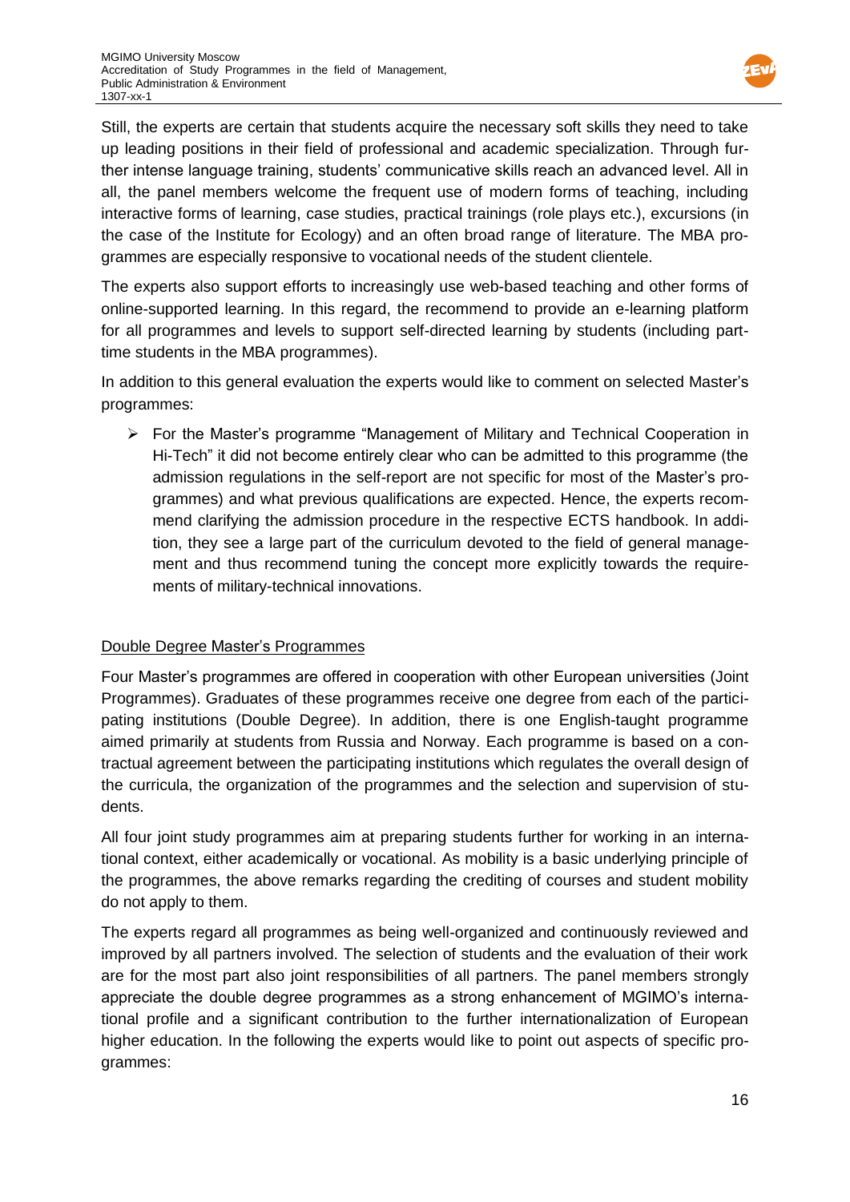Still, the experts are certain that students acquire the necessary soft skills they need to take up leading positions in their field of professional and academic specialization. Through further intense language training, students' communicative skills reach an advanced level. All in all, the panel members welcome the frequent use of modern forms of teaching, including interactive forms of learning, case studies, practical trainings (role plays etc.), excursions (in the case of the Institute for Ecology) and an often broad range of literature. The MBA programmes are especially responsive to vocational needs of the student clientele.

The experts also support efforts to increasingly use web-based teaching and other forms of online-supported learning. In this regard, the recommend to provide an e-learning platform for all programmes and levels to support self-directed learning by students (including part-time students in the MBA programmes).

In addition to this general evaluation the experts would like to comment on selected Master's programmes:

- For the Master's programme "Management of Military and Technical Cooperation in Hi-Tech" it did not become entirely clear who can be admitted to this programme (the admission regulations in the self-report are not specific for most of the Master's programmes) and what previous qualifications are expected. Hence, the experts recommend clarifying the admission procedure in the respective ECTS handbook. In addition, they see a large part of the curriculum devoted to the field of general management and thus recommend tuning the concept more explicitly towards the requirements of military-technical innovations.

Double Degree Master's Programmes

Four Master's programmes are offered in cooperation with other European universities (Joint Programmes). Graduates of these programmes receive one degree from each of the participating institutions (Double Degree). In addition, there is one English-taught programme aimed primarily at students from Russia and Norway. Each programme is based on a contractual agreement between the participating institutions which regulates the overall design of the curricula, the organization of the programmes and the selection and supervision of students.

All four joint study programmes aim at preparing students further for working in an international context, either academically or vocational. As mobility is a basic underlying principle of the programmes, the above remarks regarding the crediting of courses and student mobility do not apply to them.

The experts regard all programmes as being well-organized and continuously reviewed and improved by all partners involved. The selection of students and the evaluation of their work are for the most part also joint responsibilities of all partners. The panel members strongly appreciate the double degree programmes as a strong enhancement of MGIMO's international profile and a significant contribution to the further internationalization of European higher education. In the following the experts would like to point out aspects of specific programmes: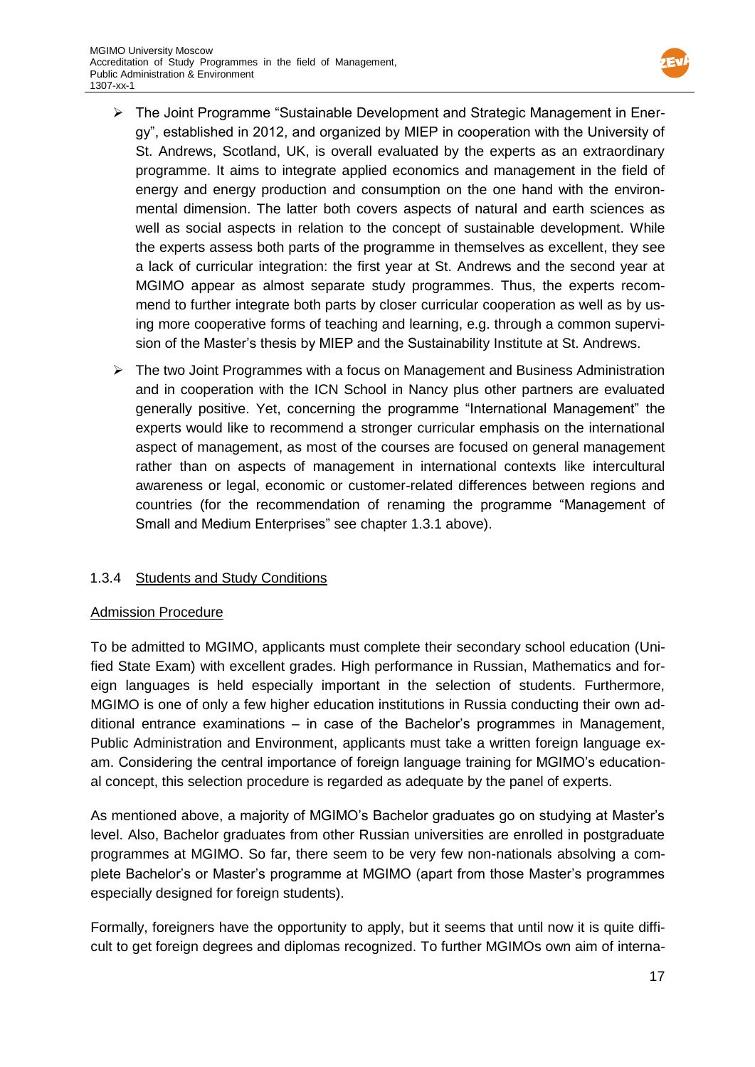- The Joint Programme "Sustainable Development and Strategic Management in Energy", established in 2012, and organized by MIEP in cooperation with the University of St. Andrews, Scotland, UK, is overall evaluated by the experts as an extraordinary programme. It aims to integrate applied economics and management in the field of energy and energy production and consumption on the one hand with the environmental dimension. The latter both covers aspects of natural and earth sciences as well as social aspects in relation to the concept of sustainable development. While the experts assess both parts of the programme in themselves as excellent, they see a lack of curricular integration: the first year at St. Andrews and the second year at MGIMO appear as almost separate study programmes. Thus, the experts recommend to further integrate both parts by closer curricular cooperation as well as by using more cooperative forms of teaching and learning, e.g. through a common supervision of the Master's thesis by MIEP and the Sustainability Institute at St. Andrews.
- The two Joint Programmes with a focus on Management and Business Administration and in cooperation with the ICN School in Nancy plus other partners are evaluated generally positive. Yet, concerning the programme "International Management" the experts would like to recommend a stronger curricular emphasis on the international aspect of management, as most of the courses are focused on general management rather than on aspects of management in international contexts like intercultural awareness or legal, economic or customer-related differences between regions and countries (for the recommendation of renaming the programme "Management of Small and Medium Enterprises" see chapter 1.3.1 above).

### 1.3.4 Students and Study Conditions

#### Admission Procedure

To be admitted to MGIMO, applicants must complete their secondary school education (Unified State Exam) with excellent grades. High performance in Russian, Mathematics and foreign languages is held especially important in the selection of students. Furthermore, MGIMO is one of only a few higher education institutions in Russia conducting their own additional entrance examinations – in case of the Bachelor's programmes in Management, Public Administration and Environment, applicants must take a written foreign language exam. Considering the central importance of foreign language training for MGIMO's educational concept, this selection procedure is regarded as adequate by the panel of experts.

As mentioned above, a majority of MGIMO's Bachelor graduates go on studying at Master's level. Also, Bachelor graduates from other Russian universities are enrolled in postgraduate programmes at MGIMO. So far, there seem to be very few non-nationals absolving a complete Bachelor's or Master's programme at MGIMO (apart from those Master's programmes especially designed for foreign students).

Formally, foreigners have the opportunity to apply, but it seems that until now it is quite difficult to get foreign degrees and diplomas recognized. To further MGIMOs own aim of interna-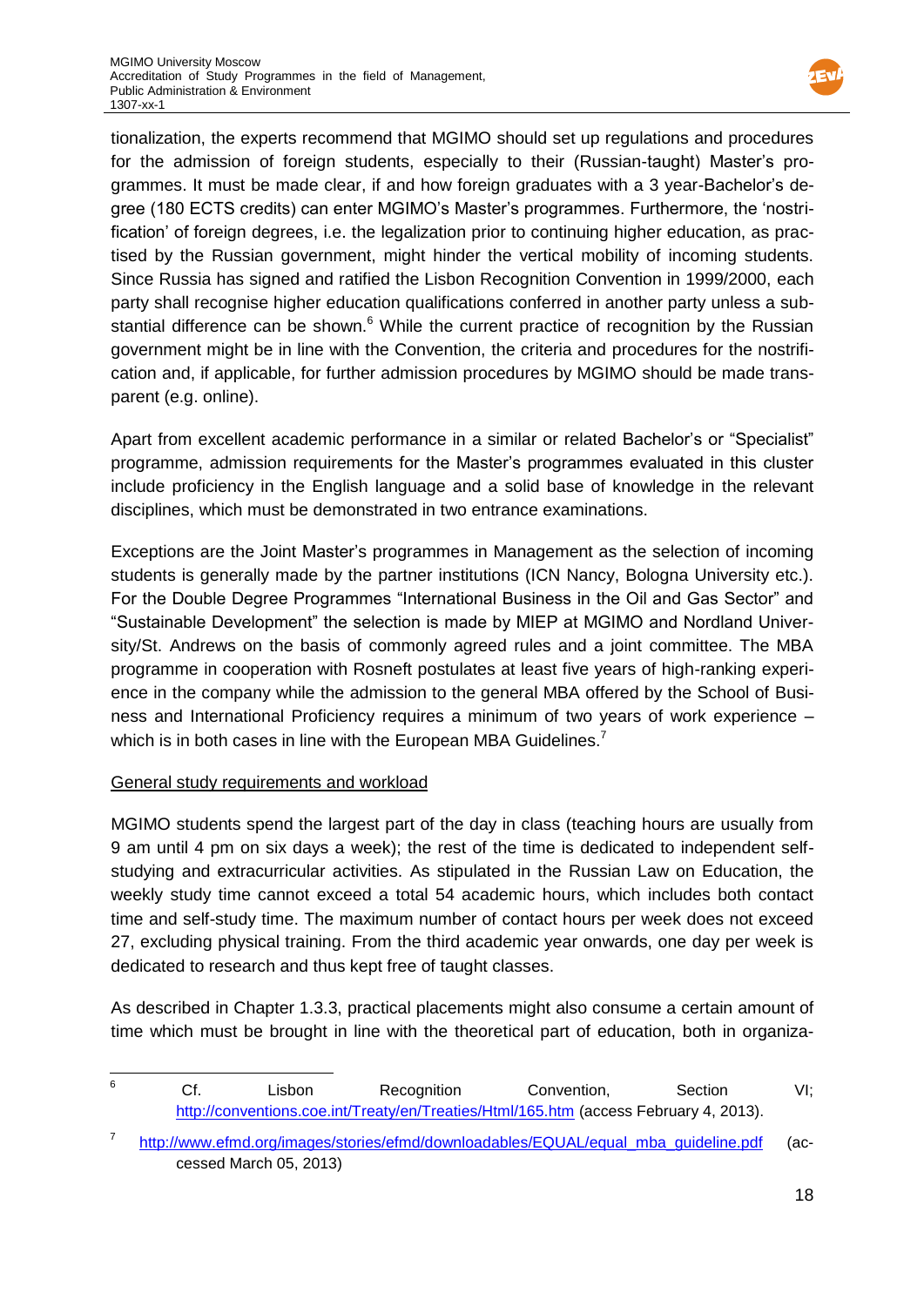tionalization, the experts recommend that MGIMO should set up regulations and procedures for the admission of foreign students, especially to their (Russian-taught) Master's programmes. It must be made clear, if and how foreign graduates with a 3 year-Bachelor's degree (180 ECTS credits) can enter MGIMO's Master's programmes. Furthermore, the 'nostrification' of foreign degrees, i.e. the legalization prior to continuing higher education, as practised by the Russian government, might hinder the vertical mobility of incoming students. Since Russia has signed and ratified the Lisbon Recognition Convention in 1999/2000, each party shall recognise higher education qualifications conferred in another party unless a substantial difference can be shown.[6] While the current practice of recognition by the Russian government might be in line with the Convention, the criteria and procedures for the nostrification and, if applicable, for further admission procedures by MGIMO should be made transparent (e.g. online).

Apart from excellent academic performance in a similar or related Bachelor's or "Specialist" programme, admission requirements for the Master's programmes evaluated in this cluster include proficiency in the English language and a solid base of knowledge in the relevant disciplines, which must be demonstrated in two entrance examinations.

Exceptions are the Joint Master's programmes in Management as the selection of incoming students is generally made by the partner institutions (ICN Nancy, Bologna University etc.). For the Double Degree Programmes "International Business in the Oil and Gas Sector" and "Sustainable Development" the selection is made by MIEP at MGIMO and Nordland University/St. Andrews on the basis of commonly agreed rules and a joint committee. The MBA programme in cooperation with Rosneft postulates at least five years of high-ranking experience in the company while the admission to the general MBA offered by the School of Business and International Proficiency requires a minimum of two years of work experience – which is in both cases in line with the European MBA Guidelines.[7]

General study requirements and workload

MGIMO students spend the largest part of the day in class (teaching hours are usually from 9 am until 4 pm on six days a week); the rest of the time is dedicated to independent self-studying and extracurricular activities. As stipulated in the Russian Law on Education, the weekly study time cannot exceed a total 54 academic hours, which includes both contact time and self-study time. The maximum number of contact hours per week does not exceed 27, excluding physical training. From the third academic year onwards, one day per week is dedicated to research and thus kept free of taught classes.

As described in Chapter 1.3.3, practical placements might also consume a certain amount of time which must be brought in line with the theoretical part of education, both in organiza-

[6] Cf. Lisbon Recognition Convention, Section VI; http://conventions.coe.int/Treaty/en/Treaties/Html/165.htm (access February 4, 2013).

[7] http://www.efmd.org/images/stories/efmd/downloadables/EQUAL/equal_mba_guideline.pdf (accessed March 05, 2013)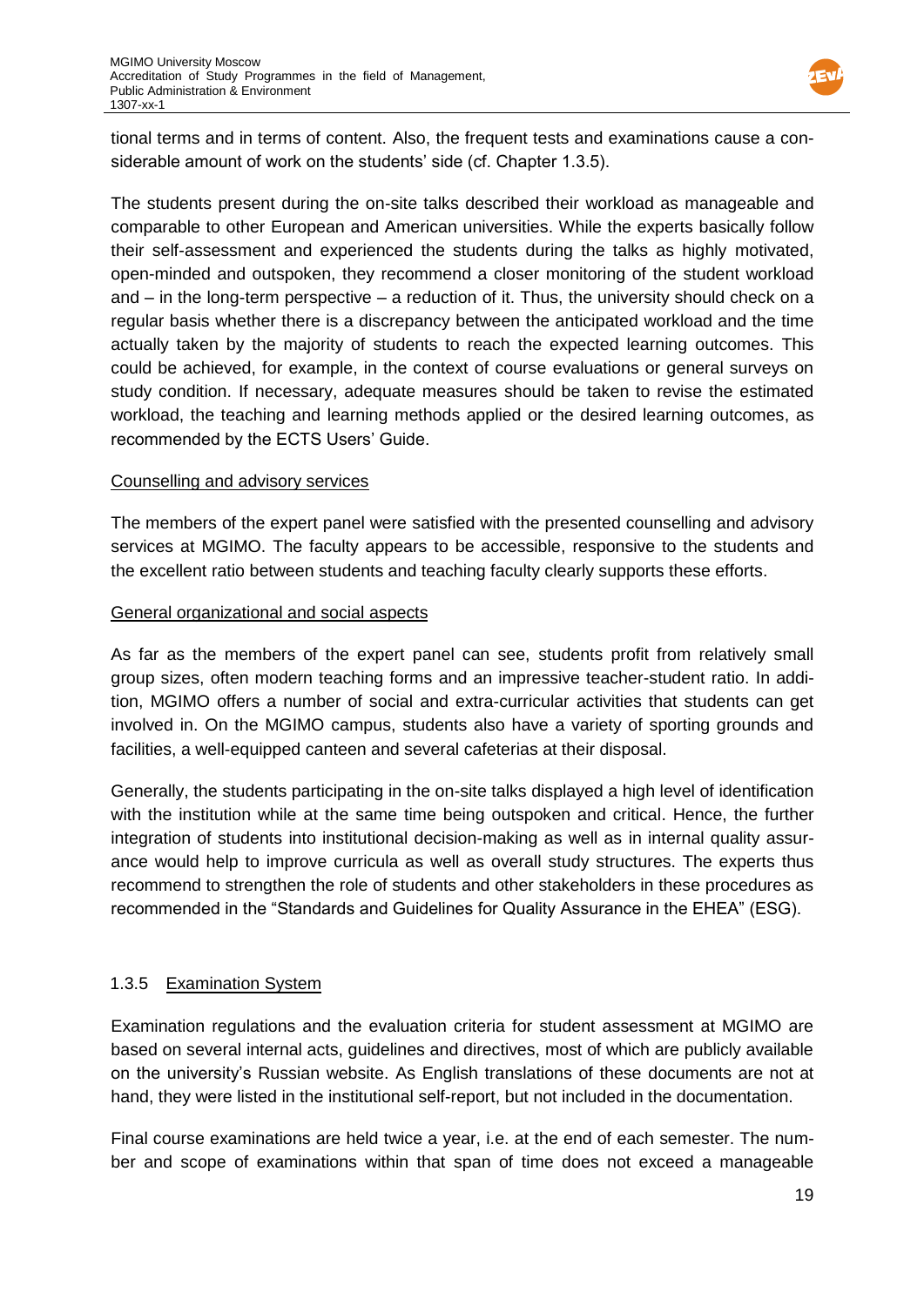tional terms and in terms of content. Also, the frequent tests and examinations cause a considerable amount of work on the students' side (cf. Chapter 1.3.5).

The students present during the on-site talks described their workload as manageable and comparable to other European and American universities. While the experts basically follow their self-assessment and experienced the students during the talks as highly motivated, open-minded and outspoken, they recommend a closer monitoring of the student workload and – in the long-term perspective – a reduction of it. Thus, the university should check on a regular basis whether there is a discrepancy between the anticipated workload and the time actually taken by the majority of students to reach the expected learning outcomes. This could be achieved, for example, in the context of course evaluations or general surveys on study condition. If necessary, adequate measures should be taken to revise the estimated workload, the teaching and learning methods applied or the desired learning outcomes, as recommended by the ECTS Users' Guide.

Counselling and advisory services

The members of the expert panel were satisfied with the presented counselling and advisory services at MGIMO. The faculty appears to be accessible, responsive to the students and the excellent ratio between students and teaching faculty clearly supports these efforts.

General organizational and social aspects

As far as the members of the expert panel can see, students profit from relatively small group sizes, often modern teaching forms and an impressive teacher-student ratio. In addition, MGIMO offers a number of social and extra-curricular activities that students can get involved in. On the MGIMO campus, students also have a variety of sporting grounds and facilities, a well-equipped canteen and several cafeterias at their disposal.

Generally, the students participating in the on-site talks displayed a high level of identification with the institution while at the same time being outspoken and critical. Hence, the further integration of students into institutional decision-making as well as in internal quality assurance would help to improve curricula as well as overall study structures. The experts thus recommend to strengthen the role of students and other stakeholders in these procedures as recommended in the "Standards and Guidelines for Quality Assurance in the EHEA" (ESG).

### 1.3.5 Examination System

Examination regulations and the evaluation criteria for student assessment at MGIMO are based on several internal acts, guidelines and directives, most of which are publicly available on the university's Russian website. As English translations of these documents are not at hand, they were listed in the institutional self-report, but not included in the documentation.

Final course examinations are held twice a year, i.e. at the end of each semester. The number and scope of examinations within that span of time does not exceed a manageable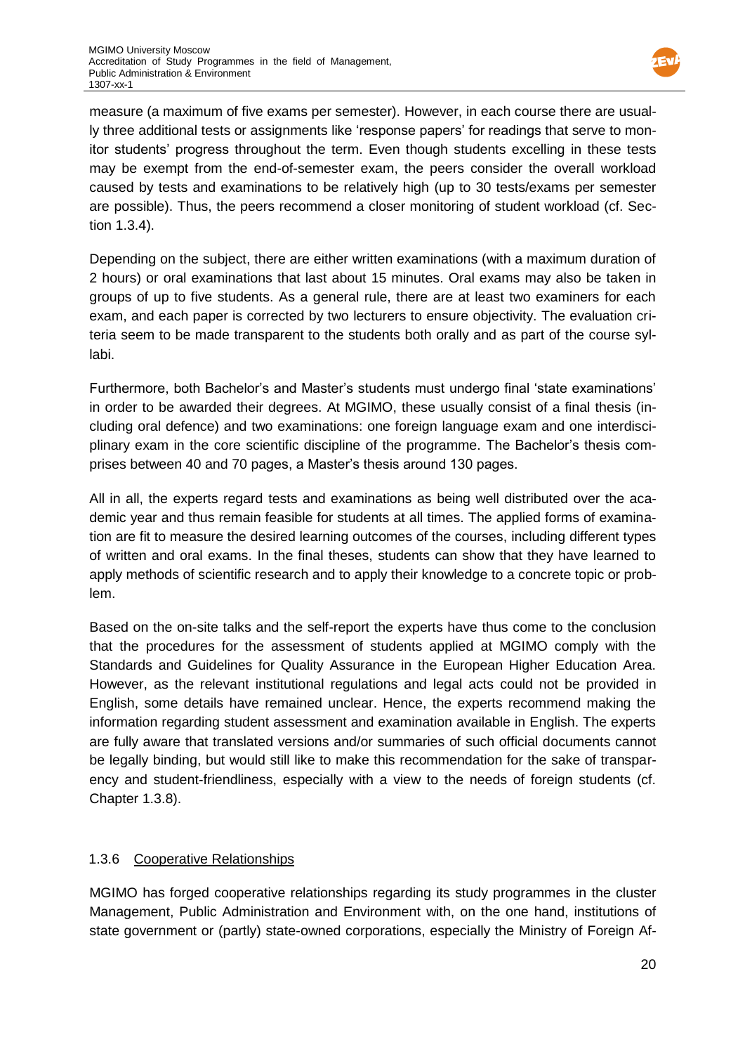measure (a maximum of five exams per semester). However, in each course there are usually three additional tests or assignments like 'response papers' for readings that serve to monitor students' progress throughout the term. Even though students excelling in these tests may be exempt from the end-of-semester exam, the peers consider the overall workload caused by tests and examinations to be relatively high (up to 30 tests/exams per semester are possible). Thus, the peers recommend a closer monitoring of student workload (cf. Section 1.3.4).

Depending on the subject, there are either written examinations (with a maximum duration of 2 hours) or oral examinations that last about 15 minutes. Oral exams may also be taken in groups of up to five students. As a general rule, there are at least two examiners for each exam, and each paper is corrected by two lecturers to ensure objectivity. The evaluation criteria seem to be made transparent to the students both orally and as part of the course syllabi.

Furthermore, both Bachelor's and Master's students must undergo final 'state examinations' in order to be awarded their degrees. At MGIMO, these usually consist of a final thesis (including oral defence) and two examinations: one foreign language exam and one interdisciplinary exam in the core scientific discipline of the programme. The Bachelor's thesis comprises between 40 and 70 pages, a Master's thesis around 130 pages.

All in all, the experts regard tests and examinations as being well distributed over the academic year and thus remain feasible for students at all times. The applied forms of examination are fit to measure the desired learning outcomes of the courses, including different types of written and oral exams. In the final theses, students can show that they have learned to apply methods of scientific research and to apply their knowledge to a concrete topic or problem.

Based on the on-site talks and the self-report the experts have thus come to the conclusion that the procedures for the assessment of students applied at MGIMO comply with the Standards and Guidelines for Quality Assurance in the European Higher Education Area. However, as the relevant institutional regulations and legal acts could not be provided in English, some details have remained unclear. Hence, the experts recommend making the information regarding student assessment and examination available in English. The experts are fully aware that translated versions and/or summaries of such official documents cannot be legally binding, but would still like to make this recommendation for the sake of transparency and student-friendliness, especially with a view to the needs of foreign students (cf. Chapter 1.3.8).

### 1.3.6 Cooperative Relationships

MGIMO has forged cooperative relationships regarding its study programmes in the cluster Management, Public Administration and Environment with, on the one hand, institutions of state government or (partly) state-owned corporations, especially the Ministry of Foreign Af-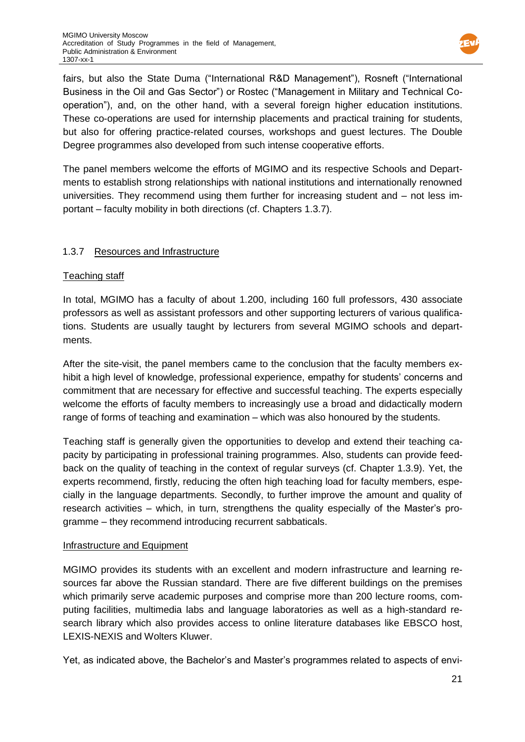fairs, but also the State Duma ("International R&D Management"), Rosneft ("International Business in the Oil and Gas Sector") or Rostec ("Management in Military and Technical Co-operation"), and, on the other hand, with a several foreign higher education institutions. These co-operations are used for internship placements and practical training for students, but also for offering practice-related courses, workshops and guest lectures. The Double Degree programmes also developed from such intense cooperative efforts.

The panel members welcome the efforts of MGIMO and its respective Schools and Departments to establish strong relationships with national institutions and internationally renowned universities. They recommend using them further for increasing student and – not less important – faculty mobility in both directions (cf. Chapters 1.3.7).

### 1.3.7 Resources and Infrastructure

#### Teaching staff

In total, MGIMO has a faculty of about 1.200, including 160 full professors, 430 associate professors as well as assistant professors and other supporting lecturers of various qualifications. Students are usually taught by lecturers from several MGIMO schools and departments.

After the site-visit, the panel members came to the conclusion that the faculty members exhibit a high level of knowledge, professional experience, empathy for students' concerns and commitment that are necessary for effective and successful teaching. The experts especially welcome the efforts of faculty members to increasingly use a broad and didactically modern range of forms of teaching and examination – which was also honoured by the students.

Teaching staff is generally given the opportunities to develop and extend their teaching capacity by participating in professional training programmes. Also, students can provide feedback on the quality of teaching in the context of regular surveys (cf. Chapter 1.3.9). Yet, the experts recommend, firstly, reducing the often high teaching load for faculty members, especially in the language departments. Secondly, to further improve the amount and quality of research activities – which, in turn, strengthens the quality especially of the Master's programme – they recommend introducing recurrent sabbaticals.

#### Infrastructure and Equipment

MGIMO provides its students with an excellent and modern infrastructure and learning resources far above the Russian standard. There are five different buildings on the premises which primarily serve academic purposes and comprise more than 200 lecture rooms, computing facilities, multimedia labs and language laboratories as well as a high-standard research library which also provides access to online literature databases like EBSCO host, LEXIS-NEXIS and Wolters Kluwer.

Yet, as indicated above, the Bachelor's and Master's programmes related to aspects of envi-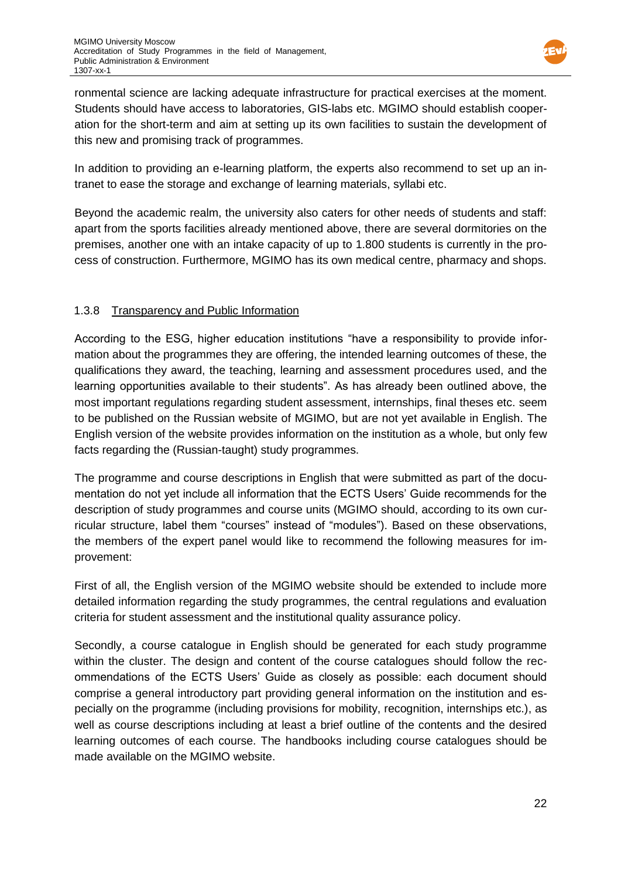ronmental science are lacking adequate infrastructure for practical exercises at the moment. Students should have access to laboratories, GIS-labs etc. MGIMO should establish cooperation for the short-term and aim at setting up its own facilities to sustain the development of this new and promising track of programmes.

In addition to providing an e-learning platform, the experts also recommend to set up an intranet to ease the storage and exchange of learning materials, syllabi etc.

Beyond the academic realm, the university also caters for other needs of students and staff: apart from the sports facilities already mentioned above, there are several dormitories on the premises, another one with an intake capacity of up to 1.800 students is currently in the process of construction. Furthermore, MGIMO has its own medical centre, pharmacy and shops.

### 1.3.8 Transparency and Public Information

According to the ESG, higher education institutions "have a responsibility to provide information about the programmes they are offering, the intended learning outcomes of these, the qualifications they award, the teaching, learning and assessment procedures used, and the learning opportunities available to their students". As has already been outlined above, the most important regulations regarding student assessment, internships, final theses etc. seem to be published on the Russian website of MGIMO, but are not yet available in English. The English version of the website provides information on the institution as a whole, but only few facts regarding the (Russian-taught) study programmes.

The programme and course descriptions in English that were submitted as part of the documentation do not yet include all information that the ECTS Users' Guide recommends for the description of study programmes and course units (MGIMO should, according to its own curricular structure, label them "courses" instead of "modules"). Based on these observations, the members of the expert panel would like to recommend the following measures for improvement:

First of all, the English version of the MGIMO website should be extended to include more detailed information regarding the study programmes, the central regulations and evaluation criteria for student assessment and the institutional quality assurance policy.

Secondly, a course catalogue in English should be generated for each study programme within the cluster. The design and content of the course catalogues should follow the recommendations of the ECTS Users' Guide as closely as possible: each document should comprise a general introductory part providing general information on the institution and especially on the programme (including provisions for mobility, recognition, internships etc.), as well as course descriptions including at least a brief outline of the contents and the desired learning outcomes of each course. The handbooks including course catalogues should be made available on the MGIMO website.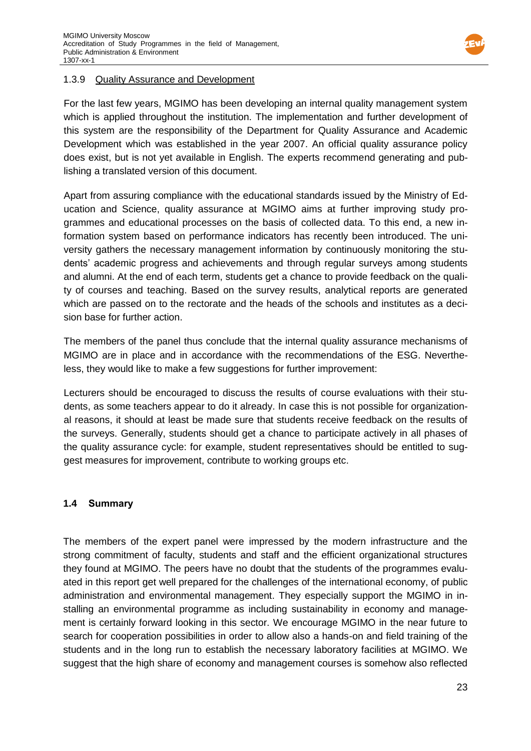### 1.3.9 Quality Assurance and Development

For the last few years, MGIMO has been developing an internal quality management system which is applied throughout the institution. The implementation and further development of this system are the responsibility of the Department for Quality Assurance and Academic Development which was established in the year 2007. An official quality assurance policy does exist, but is not yet available in English. The experts recommend generating and publishing a translated version of this document.

Apart from assuring compliance with the educational standards issued by the Ministry of Education and Science, quality assurance at MGIMO aims at further improving study programmes and educational processes on the basis of collected data. To this end, a new information system based on performance indicators has recently been introduced. The university gathers the necessary management information by continuously monitoring the students' academic progress and achievements and through regular surveys among students and alumni. At the end of each term, students get a chance to provide feedback on the quality of courses and teaching. Based on the survey results, analytical reports are generated which are passed on to the rectorate and the heads of the schools and institutes as a decision base for further action.

The members of the panel thus conclude that the internal quality assurance mechanisms of MGIMO are in place and in accordance with the recommendations of the ESG. Nevertheless, they would like to make a few suggestions for further improvement:

Lecturers should be encouraged to discuss the results of course evaluations with their students, as some teachers appear to do it already. In case this is not possible for organizational reasons, it should at least be made sure that students receive feedback on the results of the surveys. Generally, students should get a chance to participate actively in all phases of the quality assurance cycle: for example, student representatives should be entitled to suggest measures for improvement, contribute to working groups etc.

## 1.4 Summary

The members of the expert panel were impressed by the modern infrastructure and the strong commitment of faculty, students and staff and the efficient organizational structures they found at MGIMO. The peers have no doubt that the students of the programmes evaluated in this report get well prepared for the challenges of the international economy, of public administration and environmental management. They especially support the MGIMO in installing an environmental programme as including sustainability in economy and management is certainly forward looking in this sector. We encourage MGIMO in the near future to search for cooperation possibilities in order to allow also a hands-on and field training of the students and in the long run to establish the necessary laboratory facilities at MGIMO. We suggest that the high share of economy and management courses is somehow also reflected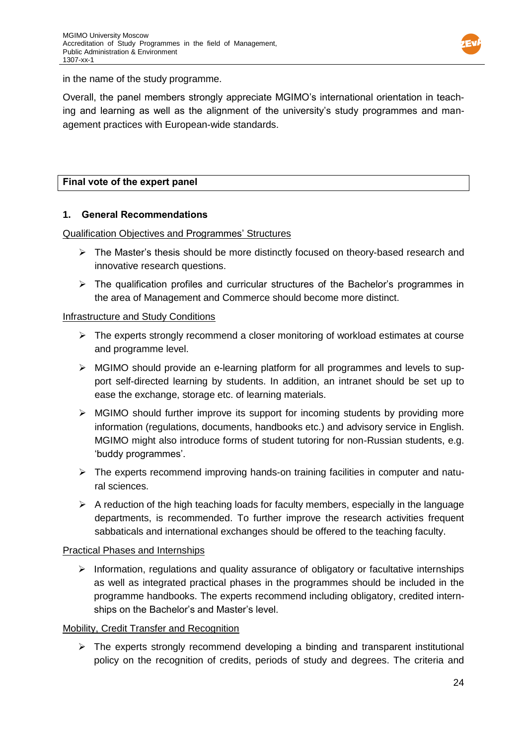in the name of the study programme.

Overall, the panel members strongly appreciate MGIMO's international orientation in teaching and learning as well as the alignment of the university's study programmes and management practices with European-wide standards.

| **Final vote of the expert panel** |
|---|

### 1. General Recommendations

<u>Qualification Objectives and Programmes' Structures</u>

- The Master's thesis should be more distinctly focused on theory-based research and innovative research questions.
- The qualification profiles and curricular structures of the Bachelor's programmes in the area of Management and Commerce should become more distinct.

<u>Infrastructure and Study Conditions</u>

- The experts strongly recommend a closer monitoring of workload estimates at course and programme level.
- MGIMO should provide an e-learning platform for all programmes and levels to support self-directed learning by students. In addition, an intranet should be set up to ease the exchange, storage etc. of learning materials.
- MGIMO should further improve its support for incoming students by providing more information (regulations, documents, handbooks etc.) and advisory service in English. MGIMO might also introduce forms of student tutoring for non-Russian students, e.g. 'buddy programmes'.
- The experts recommend improving hands-on training facilities in computer and natural sciences.
- A reduction of the high teaching loads for faculty members, especially in the language departments, is recommended. To further improve the research activities frequent sabbaticals and international exchanges should be offered to the teaching faculty.

<u>Practical Phases and Internships</u>

- Information, regulations and quality assurance of obligatory or facultative internships as well as integrated practical phases in the programmes should be included in the programme handbooks. The experts recommend including obligatory, credited internships on the Bachelor's and Master's level.

<u>Mobility, Credit Transfer and Recognition</u>

- The experts strongly recommend developing a binding and transparent institutional policy on the recognition of credits, periods of study and degrees. The criteria and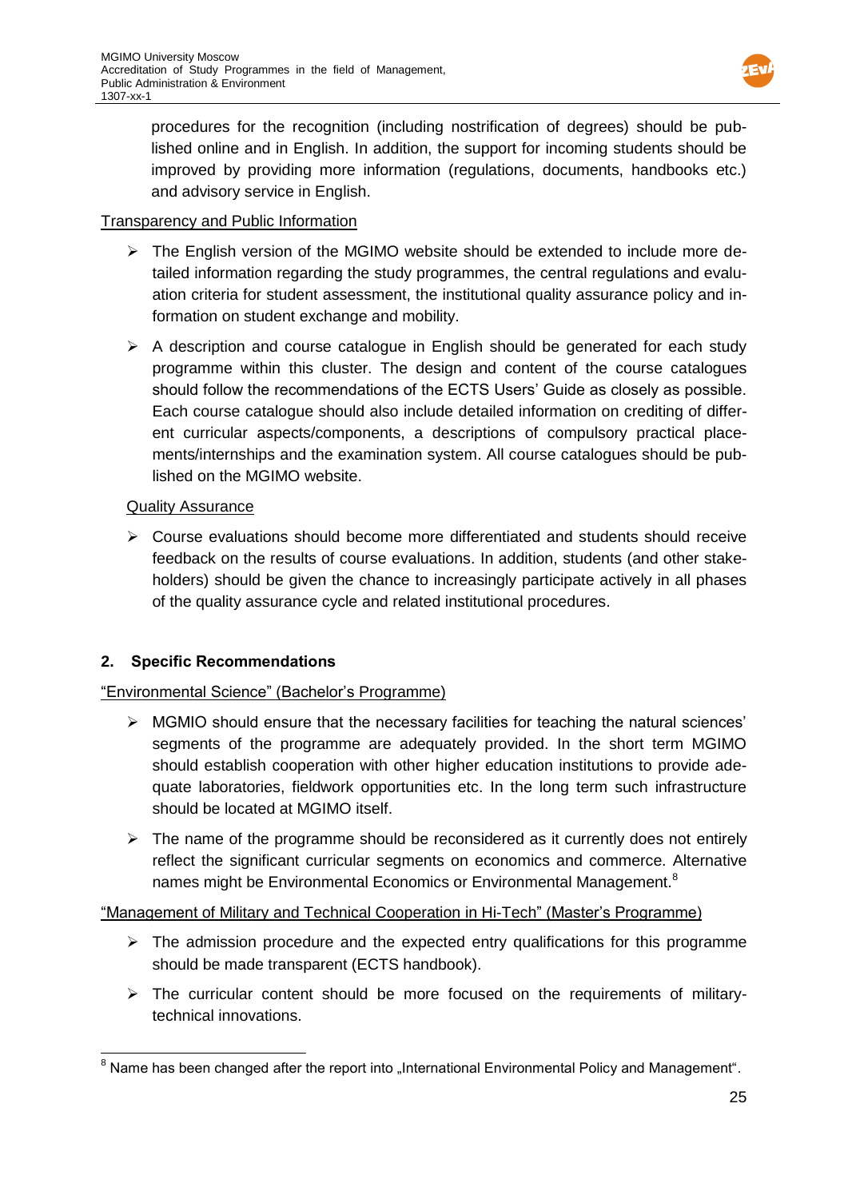procedures for the recognition (including nostrification of degrees) should be published online and in English. In addition, the support for incoming students should be improved by providing more information (regulations, documents, handbooks etc.) and advisory service in English.

Transparency and Public Information

- The English version of the MGIMO website should be extended to include more detailed information regarding the study programmes, the central regulations and evaluation criteria for student assessment, the institutional quality assurance policy and information on student exchange and mobility.
- A description and course catalogue in English should be generated for each study programme within this cluster. The design and content of the course catalogues should follow the recommendations of the ECTS Users' Guide as closely as possible. Each course catalogue should also include detailed information on crediting of different curricular aspects/components, a descriptions of compulsory practical placements/internships and the examination system. All course catalogues should be published on the MGIMO website.

Quality Assurance

- Course evaluations should become more differentiated and students should receive feedback on the results of course evaluations. In addition, students (and other stakeholders) should be given the chance to increasingly participate actively in all phases of the quality assurance cycle and related institutional procedures.

## 2. Specific Recommendations

"Environmental Science" (Bachelor's Programme)

- MGMIO should ensure that the necessary facilities for teaching the natural sciences' segments of the programme are adequately provided. In the short term MGIMO should establish cooperation with other higher education institutions to provide adequate laboratories, fieldwork opportunities etc. In the long term such infrastructure should be located at MGIMO itself.
- The name of the programme should be reconsidered as it currently does not entirely reflect the significant curricular segments on economics and commerce. Alternative names might be Environmental Economics or Environmental Management.[8]

"Management of Military and Technical Cooperation in Hi-Tech" (Master's Programme)

- The admission procedure and the expected entry qualifications for this programme should be made transparent (ECTS handbook).
- The curricular content should be more focused on the requirements of military-technical innovations.

[8] Name has been changed after the report into „International Environmental Policy and Management".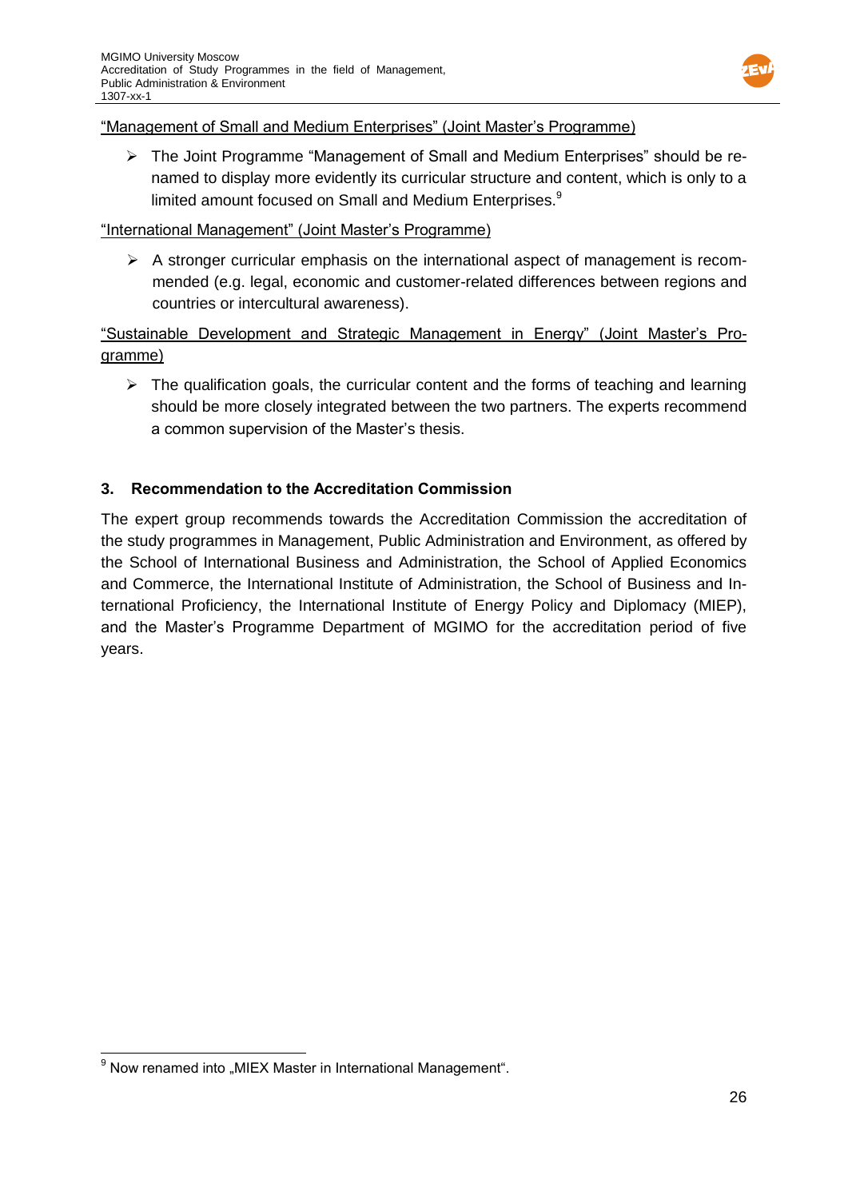"Management of Small and Medium Enterprises" (Joint Master's Programme)

- The Joint Programme "Management of Small and Medium Enterprises" should be renamed to display more evidently its curricular structure and content, which is only to a limited amount focused on Small and Medium Enterprises.[9]

"International Management" (Joint Master's Programme)

- A stronger curricular emphasis on the international aspect of management is recommended (e.g. legal, economic and customer-related differences between regions and countries or intercultural awareness).

"Sustainable Development and Strategic Management in Energy" (Joint Master's Programme)

- The qualification goals, the curricular content and the forms of teaching and learning should be more closely integrated between the two partners. The experts recommend a common supervision of the Master's thesis.

## 3. Recommendation to the Accreditation Commission

The expert group recommends towards the Accreditation Commission the accreditation of the study programmes in Management, Public Administration and Environment, as offered by the School of International Business and Administration, the School of Applied Economics and Commerce, the International Institute of Administration, the School of Business and International Proficiency, the International Institute of Energy Policy and Diplomacy (MIEP), and the Master's Programme Department of MGIMO for the accreditation period of five years.

---

[9] Now renamed into „MIEX Master in International Management".